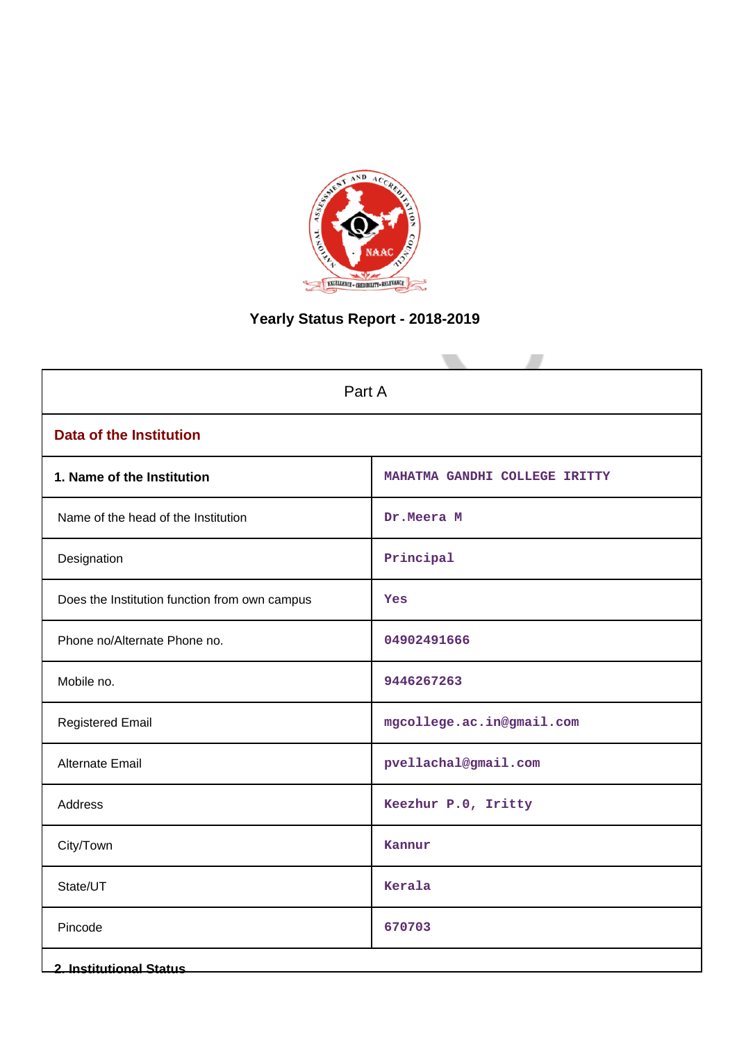# Yearly Status Report - 2018-2019

| Part A | |
|---|---|
| **Data of the Institution** | |
| **1. Name of the Institution** | MAHATMA GANDHI COLLEGE IRITTY |
| Name of the head of the Institution | Dr.Meera M |
| Designation | Principal |
| Does the Institution function from own campus | Yes |
| Phone no/Alternate Phone no. | 04902491666 |
| Mobile no. | 9446267263 |
| Registered Email | mgcollege.ac.in@gmail.com |
| Alternate Email | pvellachal@gmail.com |
| Address | Keezhur P.O, Iritty |
| City/Town | Kannur |
| State/UT | Kerala |
| Pincode | 670703 |
| **2. Institutional Status** | |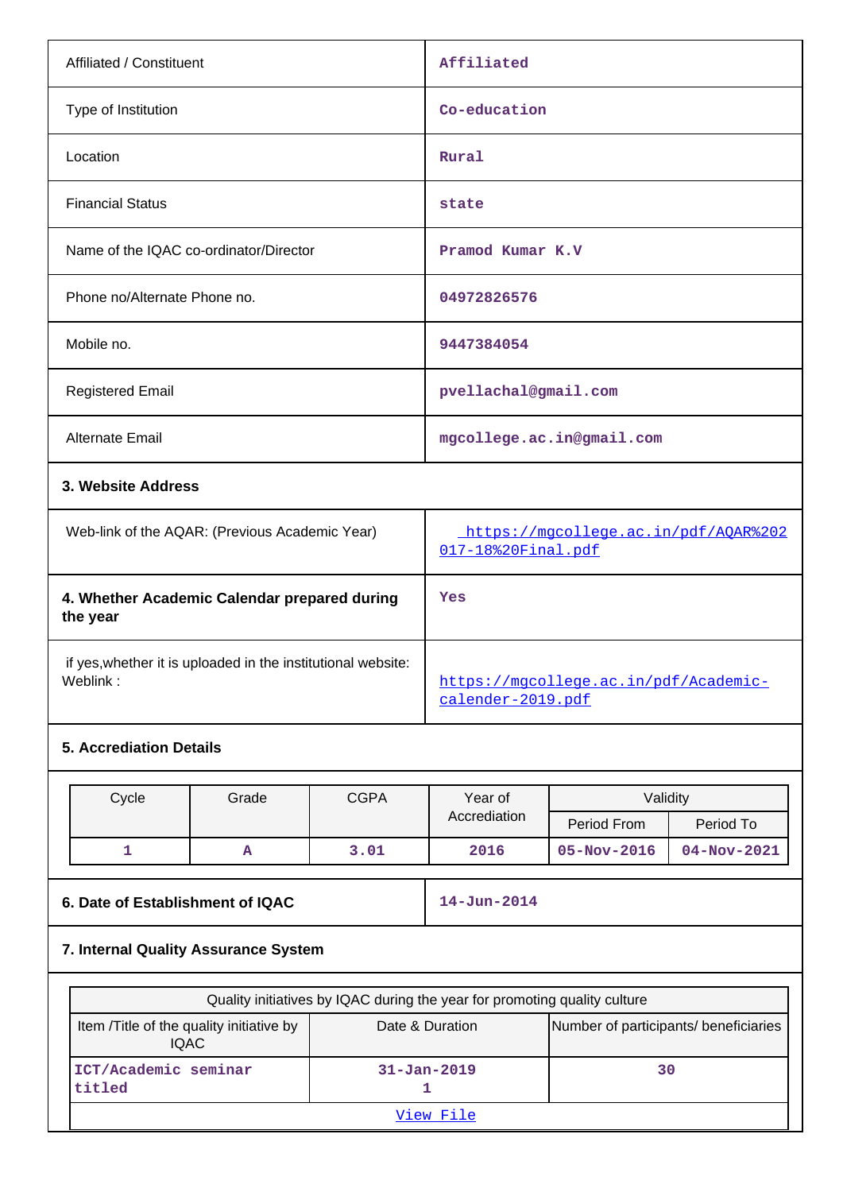| | |
|---|---|
| Affiliated / Constituent | Affiliated |
| Type of Institution | Co-education |
| Location | Rural |
| Financial Status | state |
| Name of the IQAC co-ordinator/Director | Pramod Kumar K.V |
| Phone no/Alternate Phone no. | 04972826576 |
| Mobile no. | 9447384054 |
| Registered Email | pvellachal@gmail.com |
| Alternate Email | mgcollege.ac.in@gmail.com |

**3. Website Address**

| | |
|---|---|
| Web-link of the AQAR: (Previous Academic Year) | https://mgcollege.ac.in/pdf/AQAR%202017-18%20Final.pdf |

| | |
|---|---|
| **4. Whether Academic Calendar prepared during the year** | Yes |
| if yes,whether it is uploaded in the institutional website: Weblink : | https://mgcollege.ac.in/pdf/Academic-calender-2019.pdf |

**5. Accrediation Details**

| Cycle | Grade | CGPA | Year of Accrediation | Validity | |
|---|---|---|---|---|---|
| | | | | Period From | Period To |
| 1 | A | 3.01 | 2016 | 05-Nov-2016 | 04-Nov-2021 |

| | |
|---|---|
| **6. Date of Establishment of IQAC** | 14-Jun-2014 |

**7. Internal Quality Assurance System**

| Quality initiatives by IQAC during the year for promoting quality culture | | |
|---|---|---|
| Item /Title of the quality initiative by IQAC | Date & Duration | Number of participants/ beneficiaries |
| ICT/Academic seminar titled | 31-Jan-2019 1 | 30 |
| View File | | |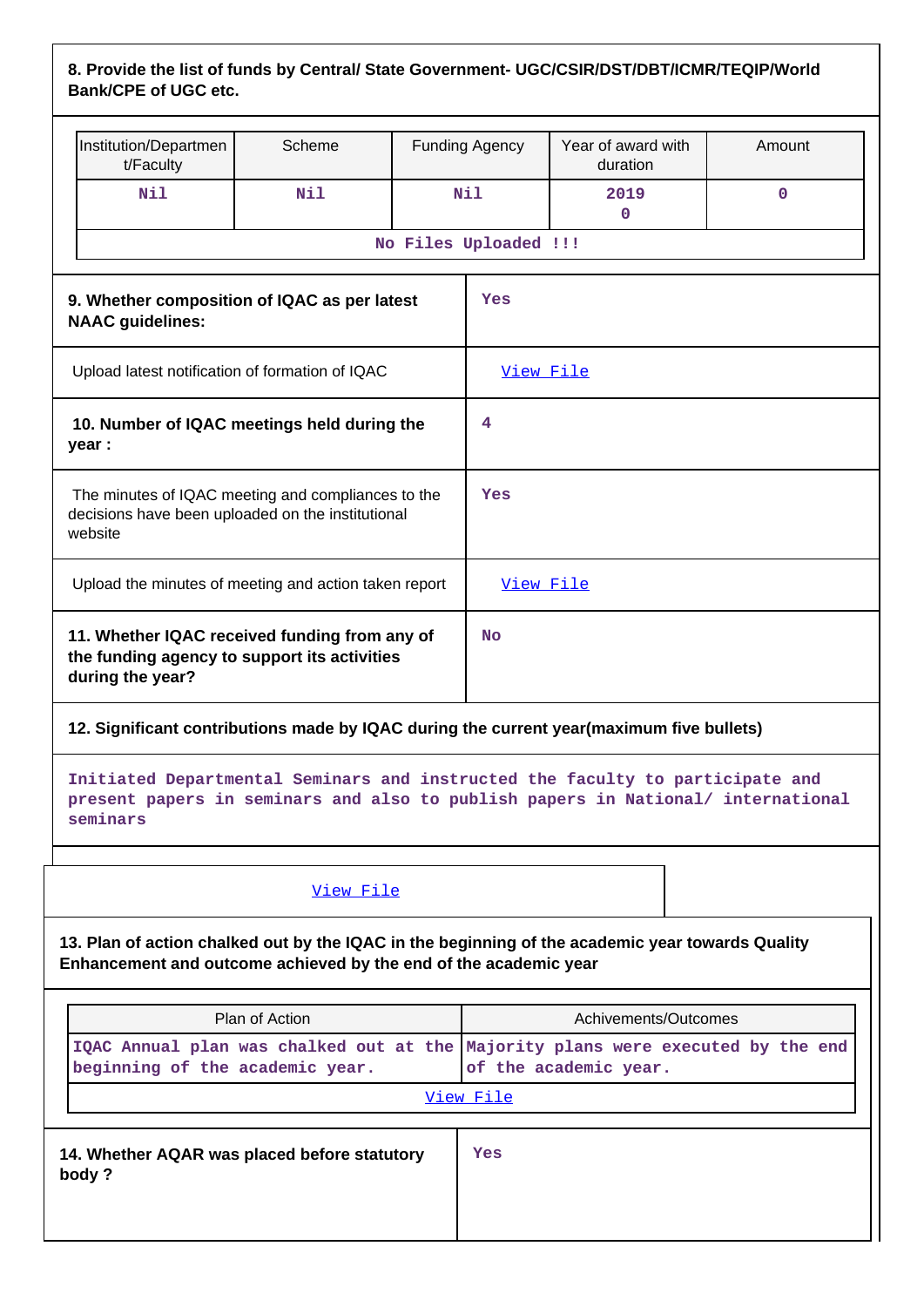**8. Provide the list of funds by Central/ State Government- UGC/CSIR/DST/DBT/ICMR/TEQIP/World Bank/CPE of UGC etc.**

| Institution/Department/Faculty | Scheme | Funding Agency | Year of award with duration | Amount |
|---|---|---|---|---|
| Nil | Nil | Nil | 2019<br>0 | 0 |
| No Files Uploaded !!! | | | | |

| | |
|---|---|
| **9. Whether composition of IQAC as per latest NAAC guidelines:** | Yes |
| Upload latest notification of formation of IQAC | View File |
| **10. Number of IQAC meetings held during the year :** | 4 |
| The minutes of IQAC meeting and compliances to the decisions have been uploaded on the institutional website | Yes |
| Upload the minutes of meeting and action taken report | View File |
| **11. Whether IQAC received funding from any of the funding agency to support its activities during the year?** | No |

**12. Significant contributions made by IQAC during the current year(maximum five bullets)**

Initiated Departmental Seminars and instructed the faculty to participate and present papers in seminars and also to publish papers in National/ international seminars

View File

**13. Plan of action chalked out by the IQAC in the beginning of the academic year towards Quality Enhancement and outcome achieved by the end of the academic year**

| Plan of Action | Achivements/Outcomes |
|---|---|
| IQAC Annual plan was chalked out at the beginning of the academic year. | Majority plans were executed by the end of the academic year. |
| View File | |

| | |
|---|---|
| **14. Whether AQAR was placed before statutory body ?** | Yes |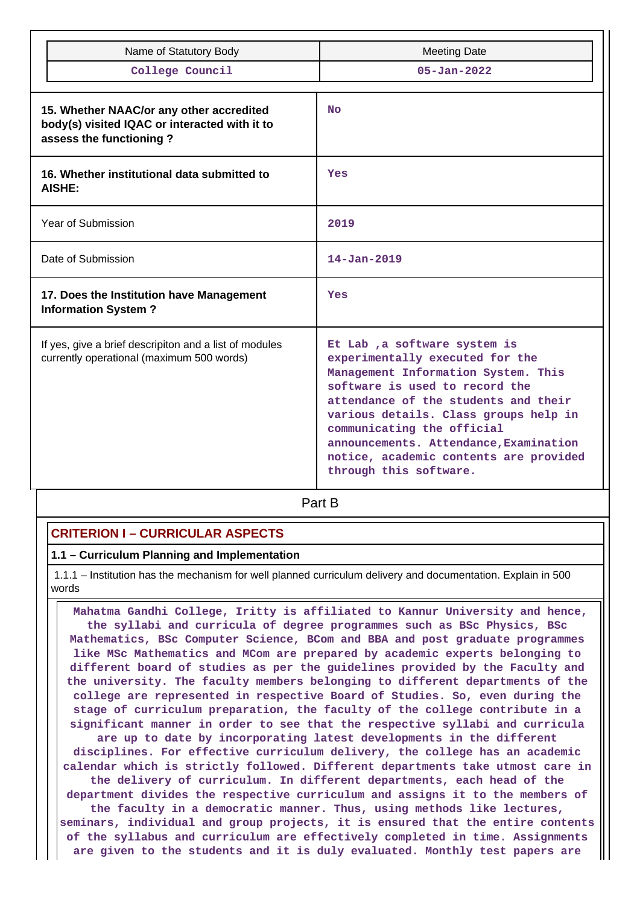| Name of Statutory Body | Meeting Date |
|---|---|
| College Council | 05-Jan-2022 |

| | |
|---|---|
| **15. Whether NAAC/or any other accredited body(s) visited IQAC or interacted with it to assess the functioning ?** | No |
| **16. Whether institutional data submitted to AISHE:** | Yes |
| Year of Submission | 2019 |
| Date of Submission | 14-Jan-2019 |
| **17. Does the Institution have Management Information System ?** | Yes |
| If yes, give a brief descripiton and a list of modules currently operational (maximum 500 words) | Et Lab ,a software system is experimentally executed for the Management Information System. This software is used to record the attendance of the students and their various details. Class groups help in communicating the official announcements. Attendance,Examination notice, academic contents are provided through this software. |

## Part B

### CRITERION I – CURRICULAR ASPECTS

#### 1.1 – Curriculum Planning and Implementation

1.1.1 – Institution has the mechanism for well planned curriculum delivery and documentation. Explain in 500 words

Mahatma Gandhi College, Iritty is affiliated to Kannur University and hence, the syllabi and curricula of degree programmes such as BSc Physics, BSc Mathematics, BSc Computer Science, BCom and BBA and post graduate programmes like MSc Mathematics and MCom are prepared by academic experts belonging to different board of studies as per the guidelines provided by the Faculty and the university. The faculty members belonging to different departments of the college are represented in respective Board of Studies. So, even during the stage of curriculum preparation, the faculty of the college contribute in a significant manner in order to see that the respective syllabi and curricula are up to date by incorporating latest developments in the different disciplines. For effective curriculum delivery, the college has an academic calendar which is strictly followed. Different departments take utmost care in the delivery of curriculum. In different departments, each head of the department divides the respective curriculum and assigns it to the members of the faculty in a democratic manner. Thus, using methods like lectures, seminars, individual and group projects, it is ensured that the entire contents of the syllabus and curriculum are effectively completed in time. Assignments are given to the students and it is duly evaluated. Monthly test papers are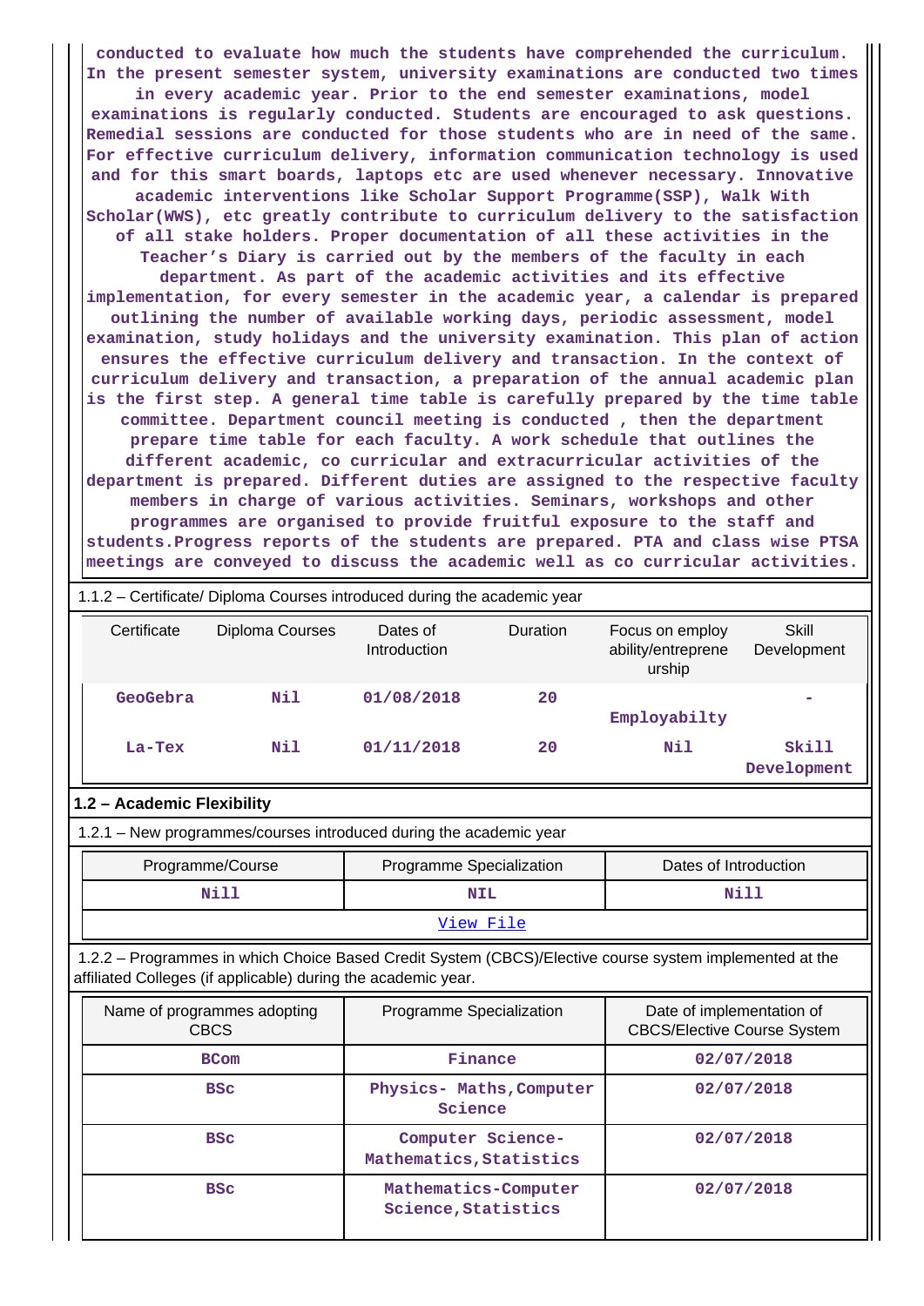conducted to evaluate how much the students have comprehended the curriculum. In the present semester system, university examinations are conducted two times in every academic year. Prior to the end semester examinations, model examinations is regularly conducted. Students are encouraged to ask questions. Remedial sessions are conducted for those students who are in need of the same. For effective curriculum delivery, information communication technology is used and for this smart boards, laptops etc are used whenever necessary. Innovative academic interventions like Scholar Support Programme(SSP), Walk With Scholar(WWS), etc greatly contribute to curriculum delivery to the satisfaction of all stake holders. Proper documentation of all these activities in the Teacher's Diary is carried out by the members of the faculty in each department. As part of the academic activities and its effective implementation, for every semester in the academic year, a calendar is prepared outlining the number of available working days, periodic assessment, model examination, study holidays and the university examination. This plan of action ensures the effective curriculum delivery and transaction. In the context of curriculum delivery and transaction, a preparation of the annual academic plan is the first step. A general time table is carefully prepared by the time table committee. Department council meeting is conducted , then the department prepare time table for each faculty. A work schedule that outlines the different academic, co curricular and extracurricular activities of the department is prepared. Different duties are assigned to the respective faculty members in charge of various activities. Seminars, workshops and other programmes are organised to provide fruitful exposure to the staff and students.Progress reports of the students are prepared. PTA and class wise PTSA meetings are conveyed to discuss the academic well as co curricular activities.

1.1.2 – Certificate/ Diploma Courses introduced during the academic year

| Certificate | Diploma Courses | Dates of Introduction | Duration | Focus on employ ability/entreprene urship | Skill Development |
|---|---|---|---|---|---|
| GeoGebra | Nil | 01/08/2018 | 20 | Employabilty | - |
| La-Tex | Nil | 01/11/2018 | 20 | Nil | Skill Development |

## 1.2 – Academic Flexibility

1.2.1 – New programmes/courses introduced during the academic year

| Programme/Course | Programme Specialization | Dates of Introduction |
|---|---|---|
| Nill | NIL | Nill |
| View File | | |

1.2.2 – Programmes in which Choice Based Credit System (CBCS)/Elective course system implemented at the affiliated Colleges (if applicable) during the academic year.

| Name of programmes adopting CBCS | Programme Specialization | Date of implementation of CBCS/Elective Course System |
|---|---|---|
| BCom | Finance | 02/07/2018 |
| BSc | Physics- Maths,Computer Science | 02/07/2018 |
| BSc | Computer Science- Mathematics,Statistics | 02/07/2018 |
| BSc | Mathematics-Computer Science,Statistics | 02/07/2018 |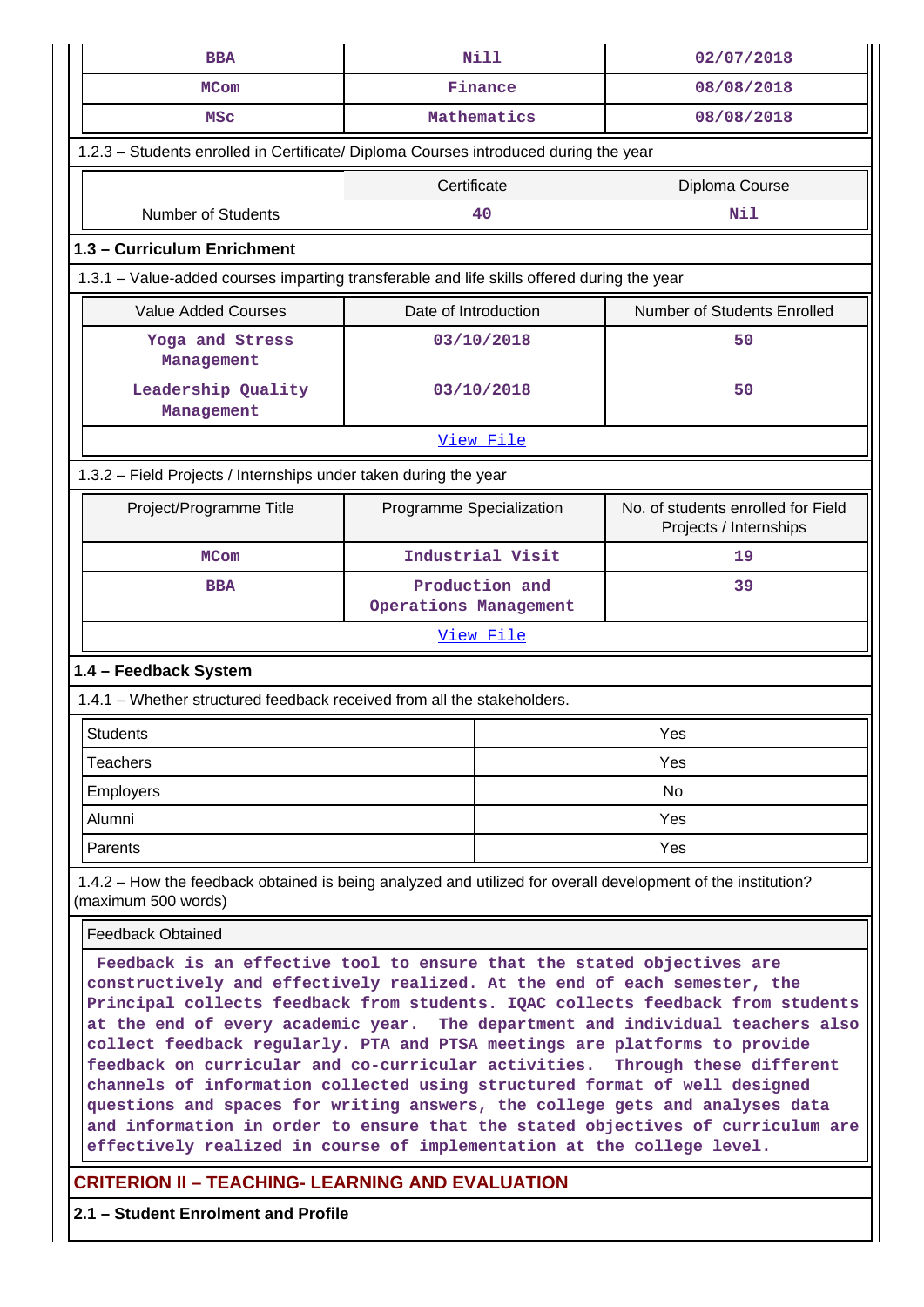| BBA | Nill | 02/07/2018 |
|---|---|---|
| MCom | Finance | 08/08/2018 |
| MSc | Mathematics | 08/08/2018 |

1.2.3 – Students enrolled in Certificate/ Diploma Courses introduced during the year

| | Certificate | Diploma Course |
|---|---|---|
| Number of Students | 40 | Nil |

### 1.3 – Curriculum Enrichment

1.3.1 – Value-added courses imparting transferable and life skills offered during the year

| Value Added Courses | Date of Introduction | Number of Students Enrolled |
|---|---|---|
| Yoga and Stress Management | 03/10/2018 | 50 |
| Leadership Quality Management | 03/10/2018 | 50 |

View File

1.3.2 – Field Projects / Internships under taken during the year

| Project/Programme Title | Programme Specialization | No. of students enrolled for Field Projects / Internships |
|---|---|---|
| MCom | Industrial Visit | 19 |
| BBA | Production and Operations Management | 39 |

View File

### 1.4 – Feedback System

1.4.1 – Whether structured feedback received from all the stakeholders.

| Students | Yes |
|---|---|
| Teachers | Yes |
| Employers | No |
| Alumni | Yes |
| Parents | Yes |

1.4.2 – How the feedback obtained is being analyzed and utilized for overall development of the institution? (maximum 500 words)

Feedback Obtained

Feedback is an effective tool to ensure that the stated objectives are constructively and effectively realized. At the end of each semester, the Principal collects feedback from students. IQAC collects feedback from students at the end of every academic year. The department and individual teachers also collect feedback regularly. PTA and PTSA meetings are platforms to provide feedback on curricular and co-curricular activities. Through these different channels of information collected using structured format of well designed questions and spaces for writing answers, the college gets and analyses data and information in order to ensure that the stated objectives of curriculum are effectively realized in course of implementation at the college level.

## CRITERION II – TEACHING- LEARNING AND EVALUATION

### 2.1 – Student Enrolment and Profile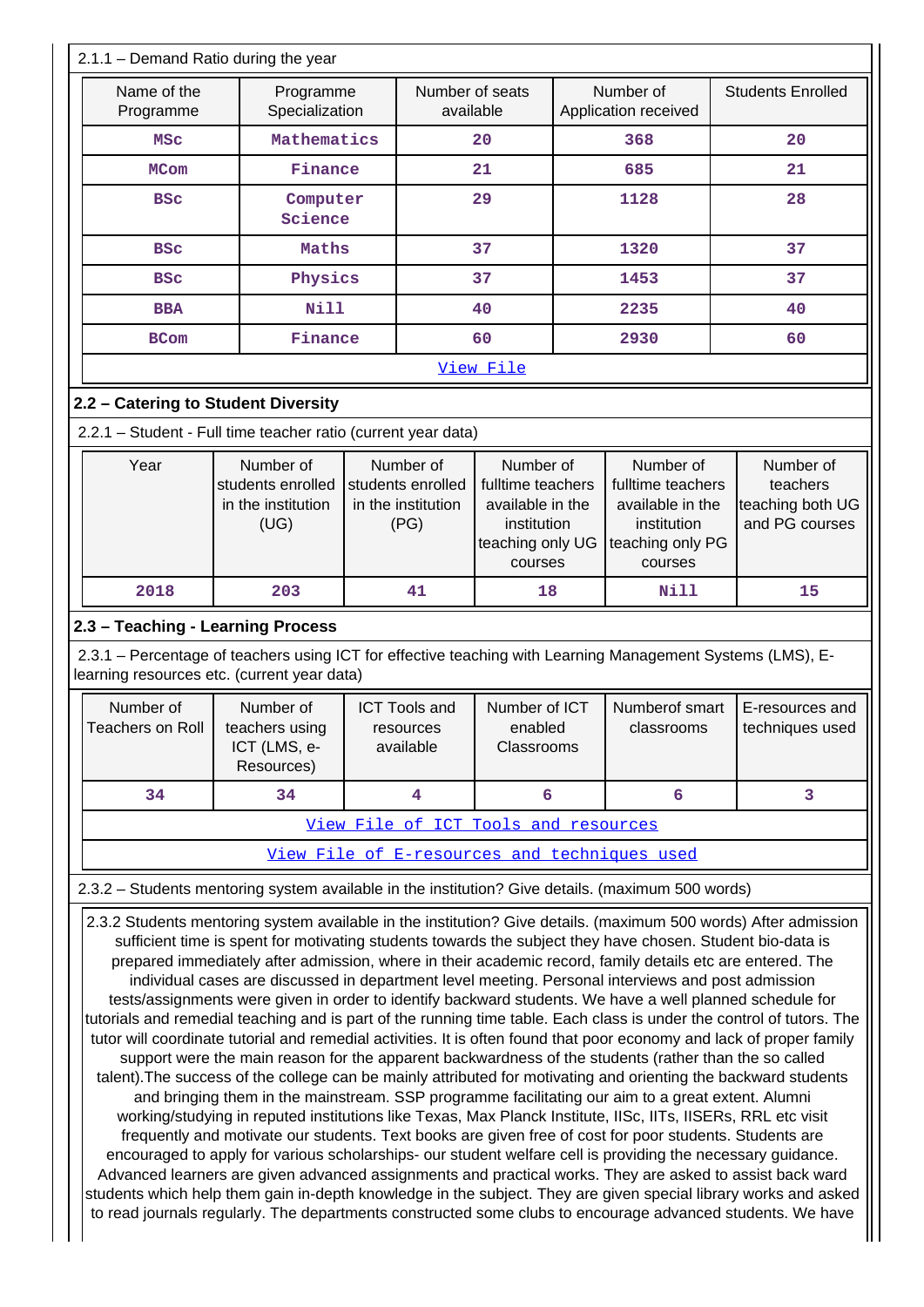2.1.1 – Demand Ratio during the year

| Name of the Programme | Programme Specialization | Number of seats available | Number of Application received | Students Enrolled |
|---|---|---|---|---|
| MSc | Mathematics | 20 | 368 | 20 |
| MCom | Finance | 21 | 685 | 21 |
| BSc | Computer Science | 29 | 1128 | 28 |
| BSc | Maths | 37 | 1320 | 37 |
| BSc | Physics | 37 | 1453 | 37 |
| BBA | Nill | 40 | 2235 | 40 |
| BCom | Finance | 60 | 2930 | 60 |

View File

## 2.2 – Catering to Student Diversity

2.2.1 – Student - Full time teacher ratio (current year data)

| Year | Number of students enrolled in the institution (UG) | Number of students enrolled in the institution (PG) | Number of fulltime teachers available in the institution teaching only UG courses | Number of fulltime teachers available in the institution teaching only PG courses | Number of teachers teaching both UG and PG courses |
|---|---|---|---|---|---|
| 2018 | 203 | 41 | 18 | Nill | 15 |

## 2.3 – Teaching - Learning Process

2.3.1 – Percentage of teachers using ICT for effective teaching with Learning Management Systems (LMS), E-learning resources etc. (current year data)

| Number of Teachers on Roll | Number of teachers using ICT (LMS, e-Resources) | ICT Tools and resources available | Number of ICT enabled Classrooms | Numberof smart classrooms | E-resources and techniques used |
|---|---|---|---|---|---|
| 34 | 34 | 4 | 6 | 6 | 3 |

View File of ICT Tools and resources

View File of E-resources and techniques used

2.3.2 – Students mentoring system available in the institution? Give details. (maximum 500 words)

2.3.2 Students mentoring system available in the institution? Give details. (maximum 500 words) After admission sufficient time is spent for motivating students towards the subject they have chosen. Student bio-data is prepared immediately after admission, where in their academic record, family details etc are entered. The individual cases are discussed in department level meeting. Personal interviews and post admission tests/assignments were given in order to identify backward students. We have a well planned schedule for tutorials and remedial teaching and is part of the running time table. Each class is under the control of tutors. The tutor will coordinate tutorial and remedial activities. It is often found that poor economy and lack of proper family support were the main reason for the apparent backwardness of the students (rather than the so called talent).The success of the college can be mainly attributed for motivating and orienting the backward students and bringing them in the mainstream. SSP programme facilitating our aim to a great extent. Alumni working/studying in reputed institutions like Texas, Max Planck Institute, IISc, IITs, IISERs, RRL etc visit frequently and motivate our students. Text books are given free of cost for poor students. Students are encouraged to apply for various scholarships- our student welfare cell is providing the necessary guidance. Advanced learners are given advanced assignments and practical works. They are asked to assist back ward students which help them gain in-depth knowledge in the subject. They are given special library works and asked to read journals regularly. The departments constructed some clubs to encourage advanced students. We have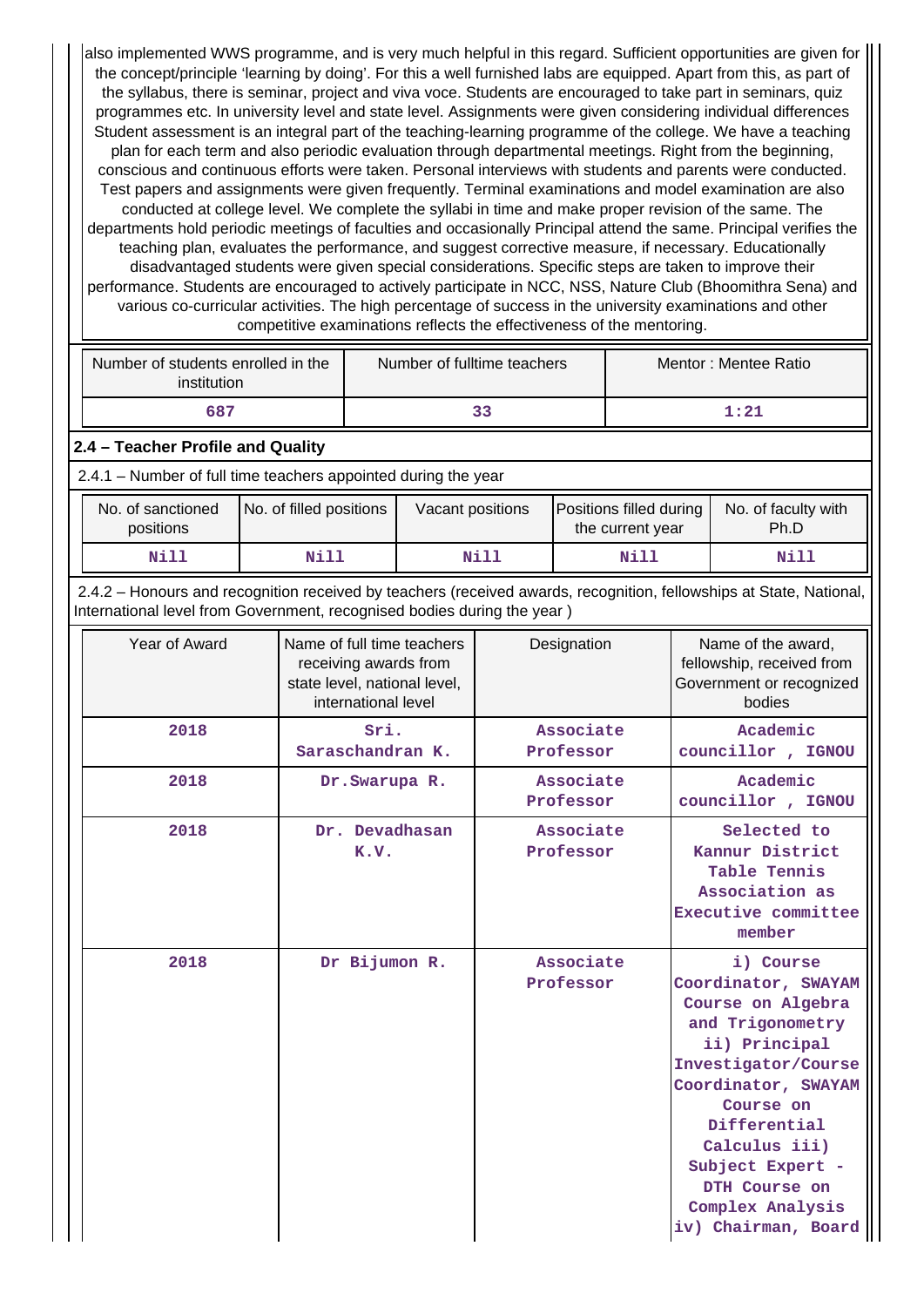also implemented WWS programme, and is very much helpful in this regard. Sufficient opportunities are given for the concept/principle 'learning by doing'. For this a well furnished labs are equipped. Apart from this, as part of the syllabus, there is seminar, project and viva voce. Students are encouraged to take part in seminars, quiz programmes etc. In university level and state level. Assignments were given considering individual differences Student assessment is an integral part of the teaching-learning programme of the college. We have a teaching plan for each term and also periodic evaluation through departmental meetings. Right from the beginning, conscious and continuous efforts were taken. Personal interviews with students and parents were conducted. Test papers and assignments were given frequently. Terminal examinations and model examination are also conducted at college level. We complete the syllabi in time and make proper revision of the same. The departments hold periodic meetings of faculties and occasionally Principal attend the same. Principal verifies the teaching plan, evaluates the performance, and suggest corrective measure, if necessary. Educationally disadvantaged students were given special considerations. Specific steps are taken to improve their performance. Students are encouraged to actively participate in NCC, NSS, Nature Club (Bhoomithra Sena) and various co-curricular activities. The high percentage of success in the university examinations and other competitive examinations reflects the effectiveness of the mentoring.

| Number of students enrolled in the institution | Number of fulltime teachers | Mentor : Mentee Ratio |
|---|---|---|
| 687 | 33 | 1:21 |

## 2.4 – Teacher Profile and Quality

2.4.1 – Number of full time teachers appointed during the year

| No. of sanctioned positions | No. of filled positions | Vacant positions | Positions filled during the current year | No. of faculty with Ph.D |
|---|---|---|---|---|
| Nill | Nill | Nill | Nill | Nill |

2.4.2 – Honours and recognition received by teachers (received awards, recognition, fellowships at State, National, International level from Government, recognised bodies during the year )

| Year of Award | Name of full time teachers receiving awards from state level, national level, international level | Designation | Name of the award, fellowship, received from Government or recognized bodies |
|---|---|---|---|
| 2018 | Sri. Saraschandran K. | Associate Professor | Academic councillor , IGNOU |
| 2018 | Dr.Swarupa R. | Associate Professor | Academic councillor , IGNOU |
| 2018 | Dr. Devadhasan K.V. | Associate Professor | Selected to Kannur District Table Tennis Association as Executive committee member |
| 2018 | Dr Bijumon R. | Associate Professor | i) Course Coordinator, SWAYAM Course on Algebra and Trigonometry ii) Principal Investigator/Course Coordinator, SWAYAM Course on Differential Calculus iii) Subject Expert - DTH Course on Complex Analysis iv) Chairman, Board |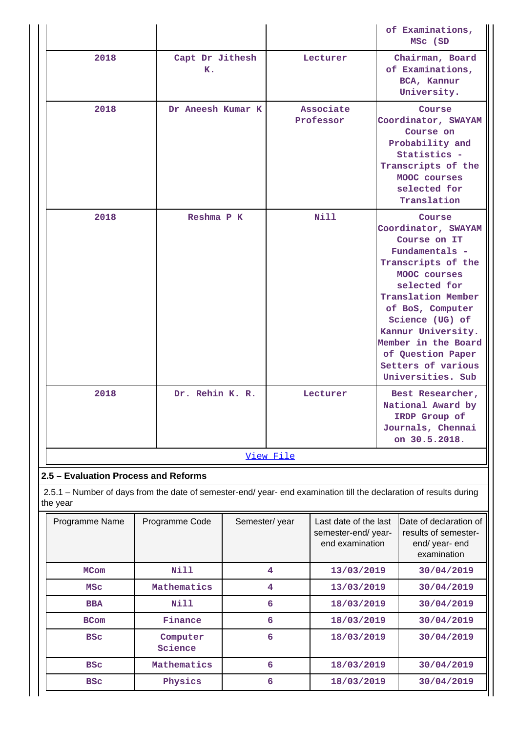| | | | of Examinations, MSc (SD |
|---|---|---|---|
| 2018 | Capt Dr Jithesh K. | Lecturer | Chairman, Board of Examinations, BCA, Kannur University. |
| 2018 | Dr Aneesh Kumar K | Associate Professor | Course Coordinator, SWAYAM Course on Probability and Statistics - Transcripts of the MOOC courses selected for Translation |
| 2018 | Reshma P K | Nill | Course Coordinator, SWAYAM Course on IT Fundamentals - Transcripts of the MOOC courses selected for Translation Member of BoS, Computer Science (UG) of Kannur University. Member in the Board of Question Paper Setters of various Universities. Sub |
| 2018 | Dr. Rehin K. R. | Lecturer | Best Researcher, National Award by IRDP Group of Journals, Chennai on 30.5.2018. |

View File

## 2.5 – Evaluation Process and Reforms

2.5.1 – Number of days from the date of semester-end/ year- end examination till the declaration of results during the year

| Programme Name | Programme Code | Semester/ year | Last date of the last semester-end/ year- end examination | Date of declaration of results of semester- end/ year- end examination |
|---|---|---|---|---|
| MCom | Nill | 4 | 13/03/2019 | 30/04/2019 |
| MSc | Mathematics | 4 | 13/03/2019 | 30/04/2019 |
| BBA | Nill | 6 | 18/03/2019 | 30/04/2019 |
| BCom | Finance | 6 | 18/03/2019 | 30/04/2019 |
| BSc | Computer Science | 6 | 18/03/2019 | 30/04/2019 |
| BSc | Mathematics | 6 | 18/03/2019 | 30/04/2019 |
| BSc | Physics | 6 | 18/03/2019 | 30/04/2019 |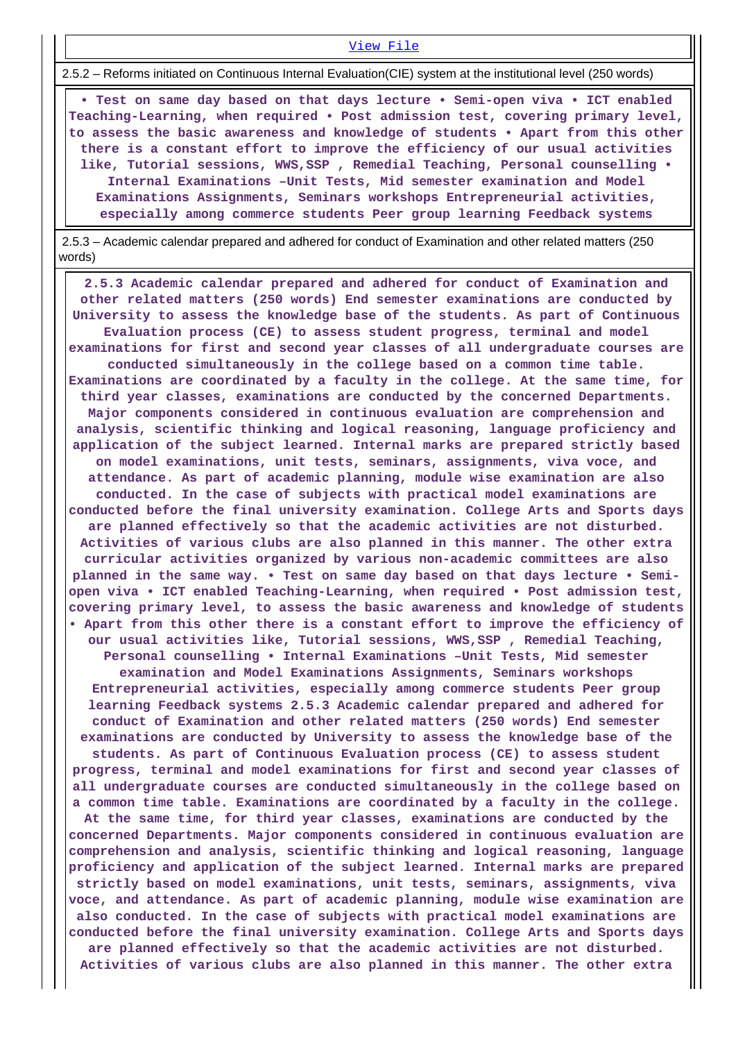View File

2.5.2 – Reforms initiated on Continuous Internal Evaluation(CIE) system at the institutional level (250 words)

**• Test on same day based on that days lecture • Semi-open viva • ICT enabled Teaching-Learning, when required • Post admission test, covering primary level, to assess the basic awareness and knowledge of students • Apart from this other there is a constant effort to improve the efficiency of our usual activities like, Tutorial sessions, WWS,SSP , Remedial Teaching, Personal counselling • Internal Examinations –Unit Tests, Mid semester examination and Model Examinations Assignments, Seminars workshops Entrepreneurial activities, especially among commerce students Peer group learning Feedback systems**

2.5.3 – Academic calendar prepared and adhered for conduct of Examination and other related matters (250 words)

**2.5.3 Academic calendar prepared and adhered for conduct of Examination and other related matters (250 words) End semester examinations are conducted by University to assess the knowledge base of the students. As part of Continuous Evaluation process (CE) to assess student progress, terminal and model examinations for first and second year classes of all undergraduate courses are conducted simultaneously in the college based on a common time table. Examinations are coordinated by a faculty in the college. At the same time, for third year classes, examinations are conducted by the concerned Departments. Major components considered in continuous evaluation are comprehension and analysis, scientific thinking and logical reasoning, language proficiency and application of the subject learned. Internal marks are prepared strictly based on model examinations, unit tests, seminars, assignments, viva voce, and attendance. As part of academic planning, module wise examination are also conducted. In the case of subjects with practical model examinations are conducted before the final university examination. College Arts and Sports days are planned effectively so that the academic activities are not disturbed. Activities of various clubs are also planned in this manner. The other extra curricular activities organized by various non-academic committees are also planned in the same way. • Test on same day based on that days lecture • Semi-open viva • ICT enabled Teaching-Learning, when required • Post admission test, covering primary level, to assess the basic awareness and knowledge of students • Apart from this other there is a constant effort to improve the efficiency of our usual activities like, Tutorial sessions, WWS,SSP , Remedial Teaching, Personal counselling • Internal Examinations –Unit Tests, Mid semester examination and Model Examinations Assignments, Seminars workshops Entrepreneurial activities, especially among commerce students Peer group learning Feedback systems 2.5.3 Academic calendar prepared and adhered for conduct of Examination and other related matters (250 words) End semester examinations are conducted by University to assess the knowledge base of the students. As part of Continuous Evaluation process (CE) to assess student progress, terminal and model examinations for first and second year classes of all undergraduate courses are conducted simultaneously in the college based on a common time table. Examinations are coordinated by a faculty in the college. At the same time, for third year classes, examinations are conducted by the concerned Departments. Major components considered in continuous evaluation are comprehension and analysis, scientific thinking and logical reasoning, language proficiency and application of the subject learned. Internal marks are prepared strictly based on model examinations, unit tests, seminars, assignments, viva voce, and attendance. As part of academic planning, module wise examination are also conducted. In the case of subjects with practical model examinations are conducted before the final university examination. College Arts and Sports days are planned effectively so that the academic activities are not disturbed. Activities of various clubs are also planned in this manner. The other extra**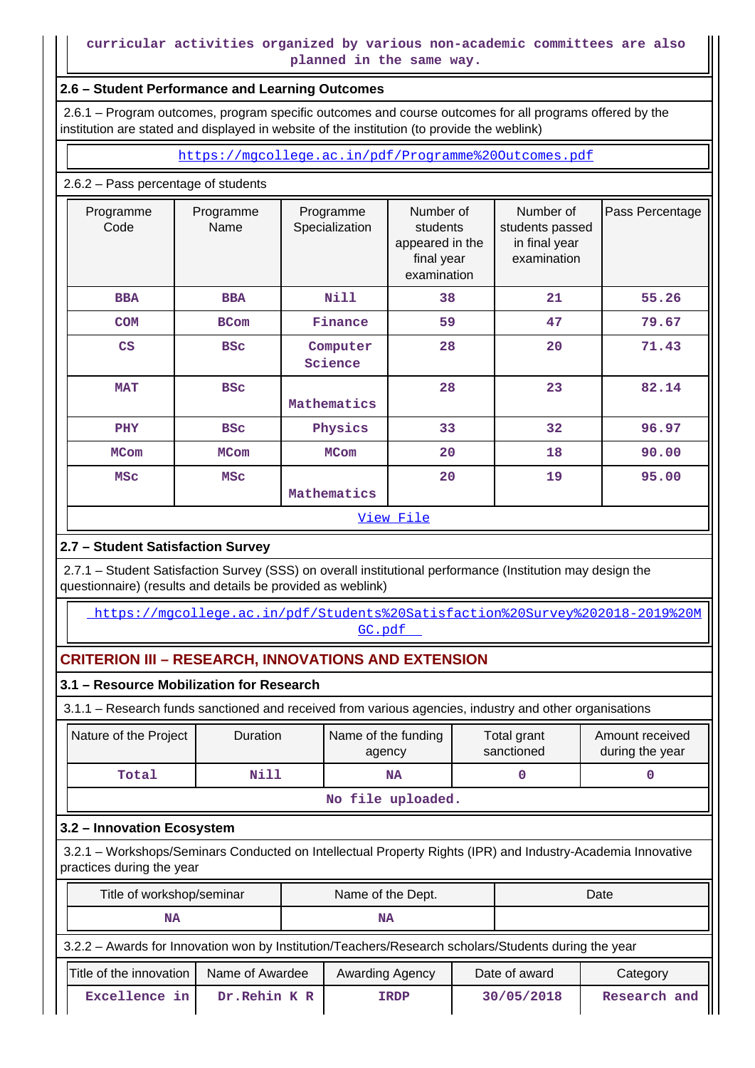curricular activities organized by various non-academic committees are also planned in the same way.

### 2.6 – Student Performance and Learning Outcomes

2.6.1 – Program outcomes, program specific outcomes and course outcomes for all programs offered by the institution are stated and displayed in website of the institution (to provide the weblink)

https://mgcollege.ac.in/pdf/Programme%20Outcomes.pdf

2.6.2 – Pass percentage of students

| Programme Code | Programme Name | Programme Specialization | Number of students appeared in the final year examination | Number of students passed in final year examination | Pass Percentage |
|---|---|---|---|---|---|
| BBA | BBA | Nill | 38 | 21 | 55.26 |
| COM | BCom | Finance | 59 | 47 | 79.67 |
| CS | BSc | Computer Science | 28 | 20 | 71.43 |
| MAT | BSc | Mathematics | 28 | 23 | 82.14 |
| PHY | BSc | Physics | 33 | 32 | 96.97 |
| MCom | MCom | MCom | 20 | 18 | 90.00 |
| MSc | MSc | Mathematics | 20 | 19 | 95.00 |

View File

### 2.7 – Student Satisfaction Survey

2.7.1 – Student Satisfaction Survey (SSS) on overall institutional performance (Institution may design the questionnaire) (results and details be provided as weblink)

https://mgcollege.ac.in/pdf/Students%20Satisfaction%20Survey%202018-2019%20MGC.pdf

## CRITERION III – RESEARCH, INNOVATIONS AND EXTENSION

### 3.1 – Resource Mobilization for Research

3.1.1 – Research funds sanctioned and received from various agencies, industry and other organisations

| Nature of the Project | Duration | Name of the funding agency | Total grant sanctioned | Amount received during the year |
|---|---|---|---|---|
| Total | Nill | NA | 0 | 0 |

No file uploaded.

### 3.2 – Innovation Ecosystem

3.2.1 – Workshops/Seminars Conducted on Intellectual Property Rights (IPR) and Industry-Academia Innovative practices during the year

| Title of workshop/seminar | Name of the Dept. | Date |
|---|---|---|
| NA | NA | |

3.2.2 – Awards for Innovation won by Institution/Teachers/Research scholars/Students during the year

| Title of the innovation | Name of Awardee | Awarding Agency | Date of award | Category |
|---|---|---|---|---|
| Excellence in | Dr.Rehin K R | IRDP | 30/05/2018 | Research and |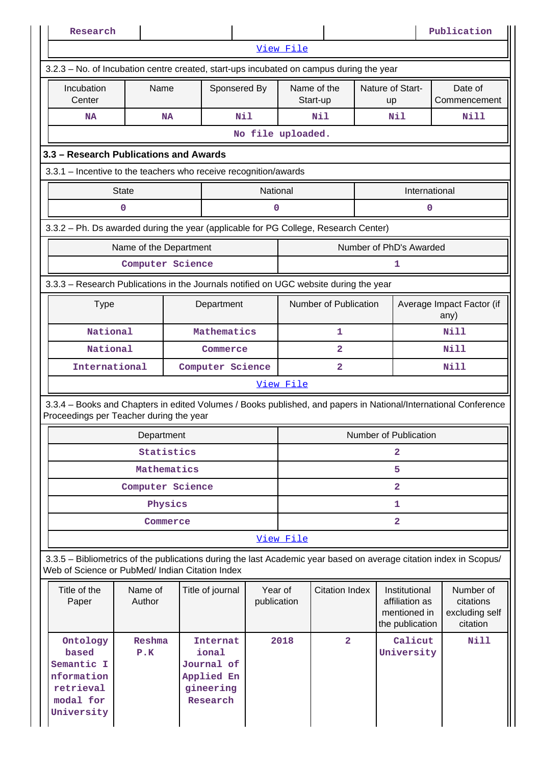| Research | | | | Publication |
|---|---|---|---|---|

View File

3.2.3 – No. of Incubation centre created, start-ups incubated on campus during the year

| Incubation Center | Name | Sponsered By | Name of the Start-up | Nature of Start-up | Date of Commencement |
|---|---|---|---|---|---|
| NA | NA | Nil | Nil | Nil | Nill |

No file uploaded.

### 3.3 – Research Publications and Awards

3.3.1 – Incentive to the teachers who receive recognition/awards

| State | National | International |
|---|---|---|
| 0 | 0 | 0 |

3.3.2 – Ph. Ds awarded during the year (applicable for PG College, Research Center)

| Name of the Department | Number of PhD's Awarded |
|---|---|
| Computer Science | 1 |

3.3.3 – Research Publications in the Journals notified on UGC website during the year

| Type | Department | Number of Publication | Average Impact Factor (if any) |
|---|---|---|---|
| National | Mathematics | 1 | Nill |
| National | Commerce | 2 | Nill |
| International | Computer Science | 2 | Nill |

View File

3.3.4 – Books and Chapters in edited Volumes / Books published, and papers in National/International Conference Proceedings per Teacher during the year

| Department | Number of Publication |
|---|---|
| Statistics | 2 |
| Mathematics | 5 |
| Computer Science | 2 |
| Physics | 1 |
| Commerce | 2 |

View File

3.3.5 – Bibliometrics of the publications during the last Academic year based on average citation index in Scopus/ Web of Science or PubMed/ Indian Citation Index

| Title of the Paper | Name of Author | Title of journal | Year of publication | Citation Index | Institutional affiliation as mentioned in the publication | Number of citations excluding self citation |
|---|---|---|---|---|---|---|
| Ontology based Semantic Information retrieval modal for University | Reshma P.K | International Journal of Applied Engineering Research | 2018 | 2 | Calicut University | Nill |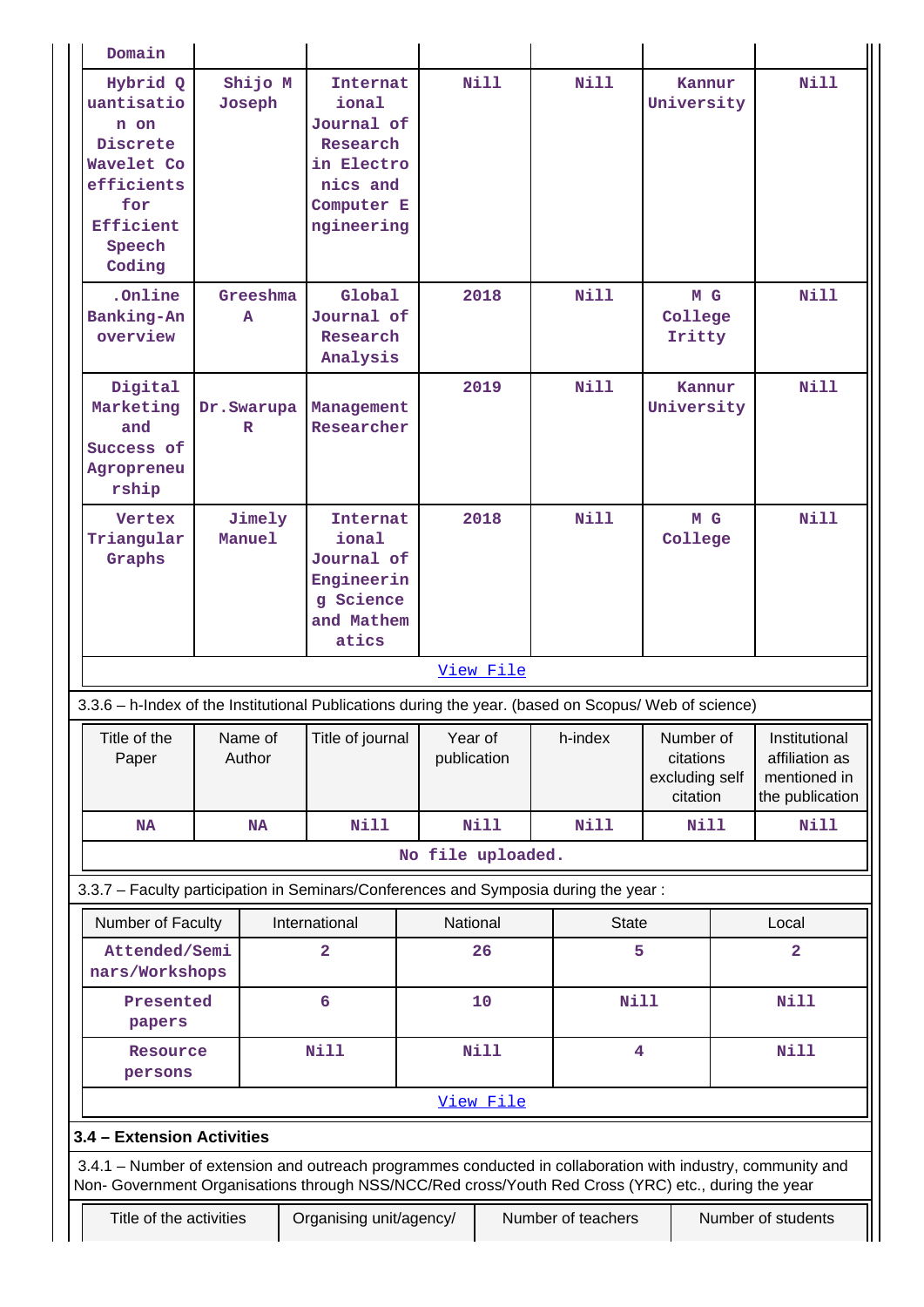| Domain | | | | | | |
|---|---|---|---|---|---|---|
| Hybrid Quantisation on Discrete Wavelet Coefficients for Efficient Speech Coding | Shijo M Joseph | International Journal of Research in Electronics and Computer Engineering | Nill | Nill | Kannur University | Nill |
| .Online Banking-An overview | Greeshma A | Global Journal of Research Analysis | 2018 | Nill | M G College Iritty | Nill |
| Digital Marketing and Success of Agropreneurship | Dr.Swarupa R | Management Researcher | 2019 | Nill | Kannur University | Nill |
| Vertex Triangular Graphs | Jimely Manuel | International Journal of Engineering Science and Mathematics | 2018 | Nill | M G College | Nill |

View File

3.3.6 – h-Index of the Institutional Publications during the year. (based on Scopus/ Web of science)

| Title of the Paper | Name of Author | Title of journal | Year of publication | h-index | Number of citations excluding self citation | Institutional affiliation as mentioned in the publication |
|---|---|---|---|---|---|---|
| NA | NA | Nill | Nill | Nill | Nill | Nill |

No file uploaded.

3.3.7 – Faculty participation in Seminars/Conferences and Symposia during the year :

| Number of Faculty | International | National | State | Local |
|---|---|---|---|---|
| Attended/Seminars/Workshops | 2 | 26 | 5 | 2 |
| Presented papers | 6 | 10 | Nill | Nill |
| Resource persons | Nill | Nill | 4 | Nill |

View File

**3.4 – Extension Activities**

3.4.1 – Number of extension and outreach programmes conducted in collaboration with industry, community and Non- Government Organisations through NSS/NCC/Red cross/Youth Red Cross (YRC) etc., during the year

| Title of the activities | Organising unit/agency/ | Number of teachers | Number of students |
|---|---|---|---|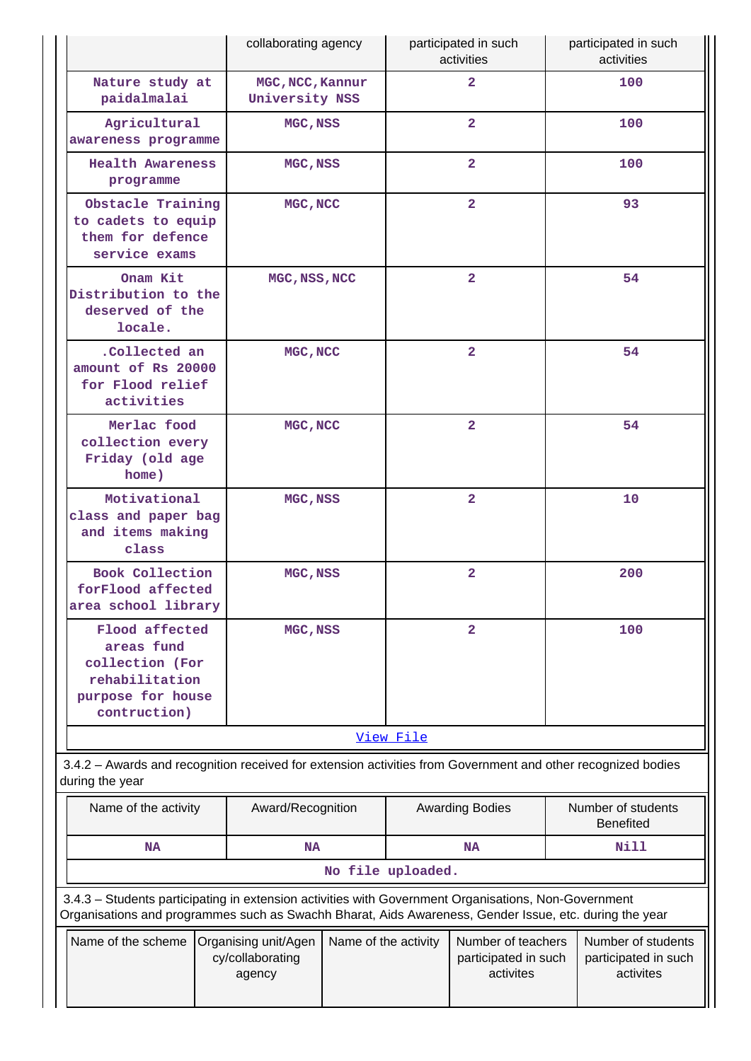| | collaborating agency | participated in such activities | participated in such activities |
|---|---|---|---|
| Nature study at paidalmalai | MGC,NCC,Kannur University NSS | 2 | 100 |
| Agricultural awareness programme | MGC,NSS | 2 | 100 |
| Health Awareness programme | MGC,NSS | 2 | 100 |
| Obstacle Training to cadets to equip them for defence service exams | MGC,NCC | 2 | 93 |
| Onam Kit Distribution to the deserved of the locale. | MGC,NSS,NCC | 2 | 54 |
| .Collected an amount of Rs 20000 for Flood relief activities | MGC,NCC | 2 | 54 |
| Merlac food collection every Friday (old age home) | MGC,NCC | 2 | 54 |
| Motivational class and paper bag and items making class | MGC,NSS | 2 | 10 |
| Book Collection forFlood affected area school library | MGC,NSS | 2 | 200 |
| Flood affected areas fund collection (For rehabilitation purpose for house contruction) | MGC,NSS | 2 | 100 |
| View File | | | |

3.4.2 – Awards and recognition received for extension activities from Government and other recognized bodies during the year

| Name of the activity | Award/Recognition | Awarding Bodies | Number of students Benefited |
|---|---|---|---|
| NA | NA | NA | Nill |
| No file uploaded. | | | |

3.4.3 – Students participating in extension activities with Government Organisations, Non-Government Organisations and programmes such as Swachh Bharat, Aids Awareness, Gender Issue, etc. during the year

| Name of the scheme | Organising unit/Agency/collaborating agency | Name of the activity | Number of teachers participated in such activites | Number of students participated in such activites |
|---|---|---|---|---|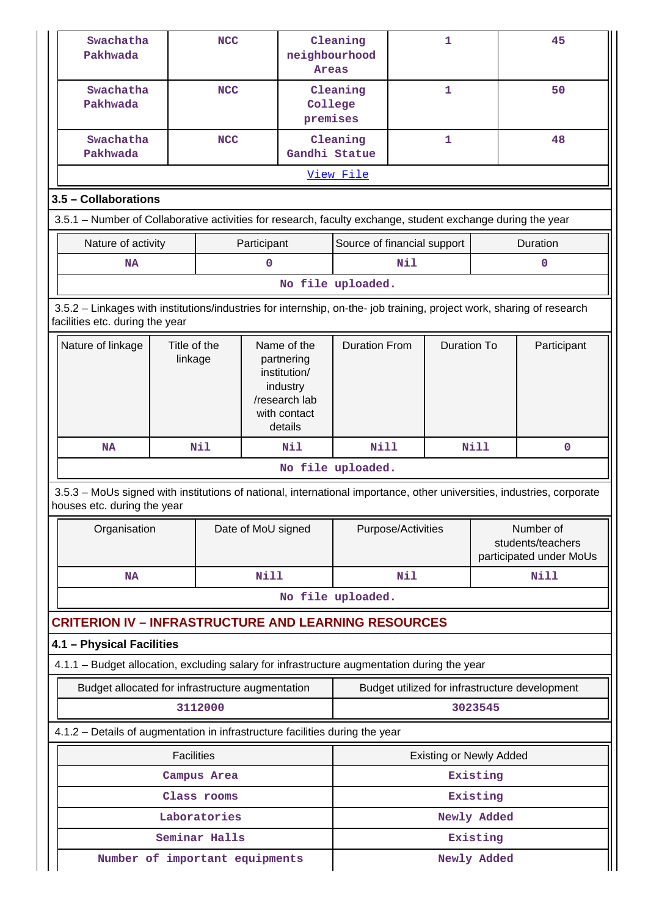| Swachatha Pakhwada | NCC | Cleaning neighbourhood Areas | 1 | 45 |
|---|---|---|---|---|
| Swachatha Pakhwada | NCC | Cleaning College premises | 1 | 50 |
| Swachatha Pakhwada | NCC | Cleaning Gandhi Statue | 1 | 48 |

View File

### 3.5 – Collaborations

3.5.1 – Number of Collaborative activities for research, faculty exchange, student exchange during the year

| Nature of activity | Participant | Source of financial support | Duration |
|---|---|---|---|
| NA | 0 | Nil | 0 |

No file uploaded.

3.5.2 – Linkages with institutions/industries for internship, on-the- job training, project work, sharing of research facilities etc. during the year

| Nature of linkage | Title of the linkage | Name of the partnering institution/ industry /research lab with contact details | Duration From | Duration To | Participant |
|---|---|---|---|---|---|
| NA | Nil | Nil | Nill | Nill | 0 |

No file uploaded.

3.5.3 – MoUs signed with institutions of national, international importance, other universities, industries, corporate houses etc. during the year

| Organisation | Date of MoU signed | Purpose/Activities | Number of students/teachers participated under MoUs |
|---|---|---|---|
| NA | Nill | Nil | Nill |

No file uploaded.

## CRITERION IV – INFRASTRUCTURE AND LEARNING RESOURCES

### 4.1 – Physical Facilities

4.1.1 – Budget allocation, excluding salary for infrastructure augmentation during the year

| Budget allocated for infrastructure augmentation | Budget utilized for infrastructure development |
|---|---|
| 3112000 | 3023545 |

4.1.2 – Details of augmentation in infrastructure facilities during the year

| Facilities | Existing or Newly Added |
|---|---|
| Campus Area | Existing |
| Class rooms | Existing |
| Laboratories | Newly Added |
| Seminar Halls | Existing |
| Number of important equipments | Newly Added |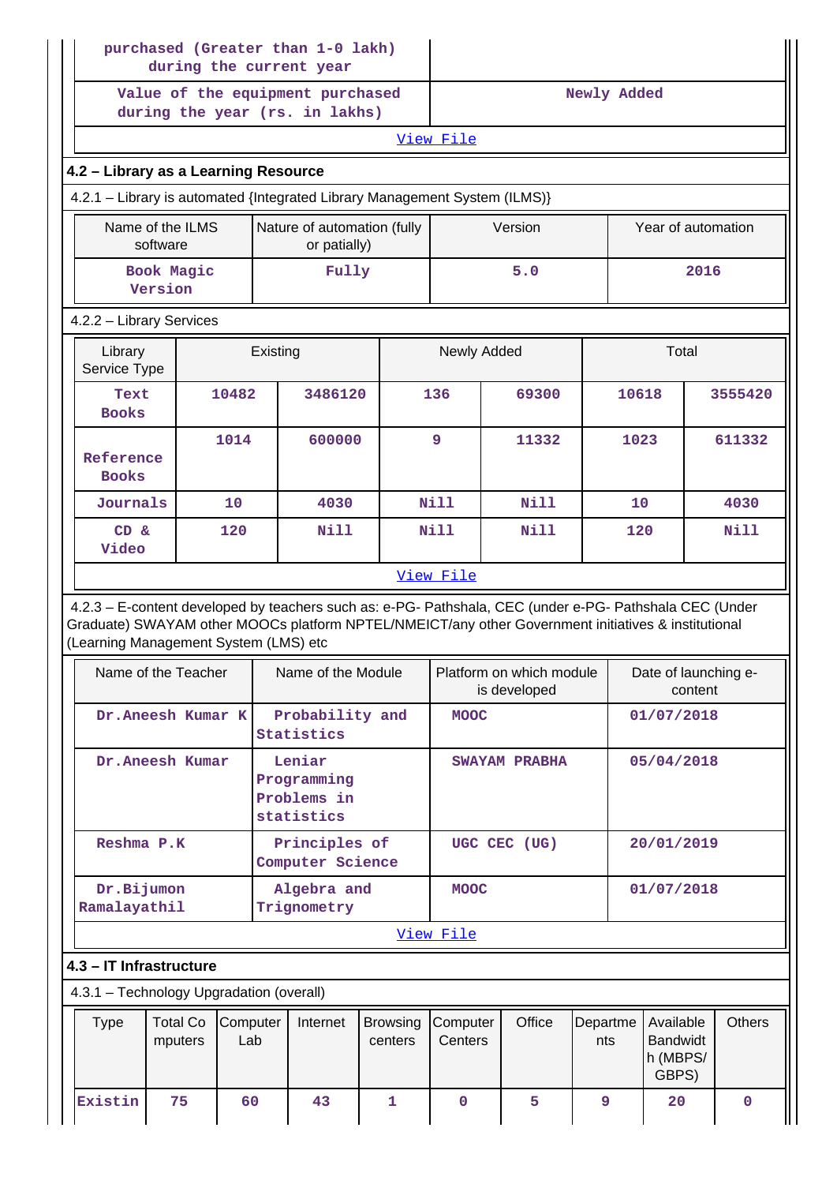| purchased (Greater than 1-0 lakh) during the current year | |
|---|---|
| Value of the equipment purchased during the year (rs. in lakhs) | Newly Added |

View File

### 4.2 – Library as a Learning Resource

4.2.1 – Library is automated {Integrated Library Management System (ILMS)}

| Name of the ILMS software | Nature of automation (fully or patially) | Version | Year of automation |
|---|---|---|---|
| Book Magic Version | Fully | 5.0 | 2016 |

4.2.2 – Library Services

| Library Service Type | Existing | | Newly Added | | Total | |
|---|---|---|---|---|---|---|
| Text Books | 10482 | 3486120 | 136 | 69300 | 10618 | 3555420 |
| Reference Books | 1014 | 600000 | 9 | 11332 | 1023 | 611332 |
| Journals | 10 | 4030 | Nill | Nill | 10 | 4030 |
| CD & Video | 120 | Nill | Nill | Nill | 120 | Nill |

View File

4.2.3 – E-content developed by teachers such as: e-PG- Pathshala, CEC (under e-PG- Pathshala CEC (Under Graduate) SWAYAM other MOOCs platform NPTEL/NMEICT/any other Government initiatives & institutional (Learning Management System (LMS) etc

| Name of the Teacher | Name of the Module | Platform on which module is developed | Date of launching e-content |
|---|---|---|---|
| Dr.Aneesh Kumar K | Probability and Statistics | MOOC | 01/07/2018 |
| Dr.Aneesh Kumar | Leniar Programming Problems in statistics | SWAYAM PRABHA | 05/04/2018 |
| Reshma P.K | Principles of Computer Science | UGC CEC (UG) | 20/01/2019 |
| Dr.Bijumon Ramalayathil | Algebra and Trignometry | MOOC | 01/07/2018 |

View File

### 4.3 – IT Infrastructure

4.3.1 – Technology Upgradation (overall)

| Type | Total Computers | Computer Lab | Internet | Browsing centers | Computer Centers | Office | Departments | Available Bandwidth (MBPS/ GBPS) | Others |
|---|---|---|---|---|---|---|---|---|---|
| Existin | 75 | 60 | 43 | 1 | 0 | 5 | 9 | 20 | 0 |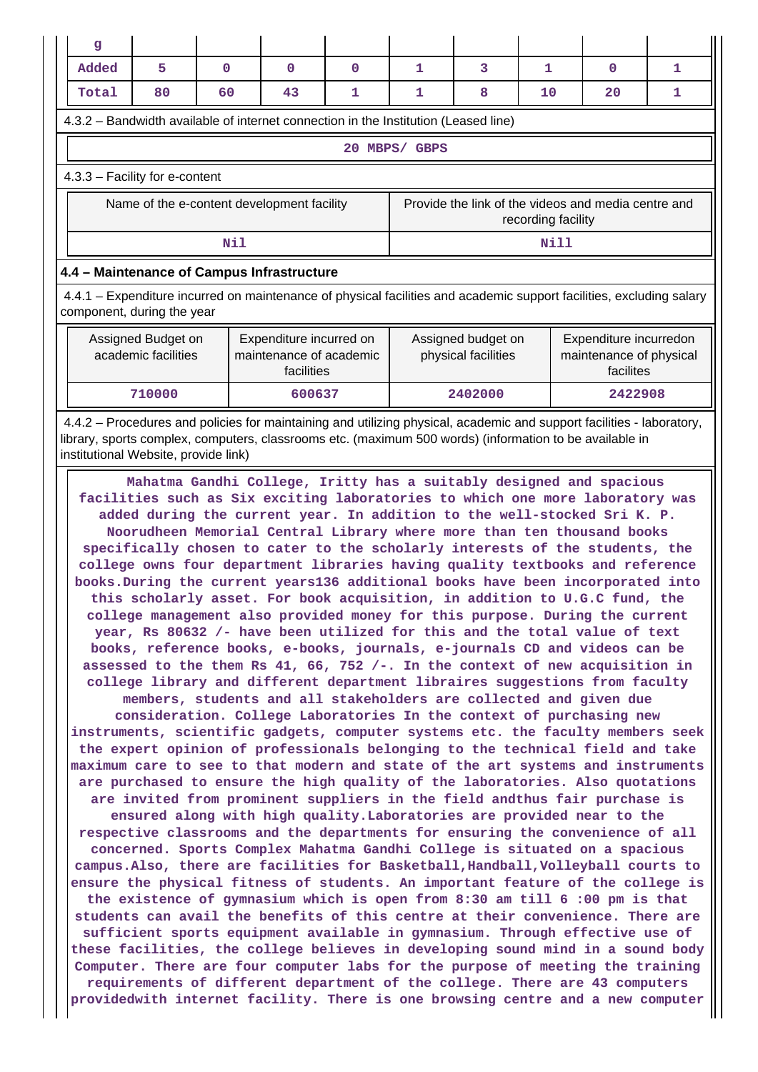| g | | | | | | | | | |
|---|---|---|---|---|---|---|---|---|---|
| Added | 5 | 0 | 0 | 0 | 1 | 3 | 1 | 0 | 1 |
| Total | 80 | 60 | 43 | 1 | 1 | 8 | 10 | 20 | 1 |

4.3.2 – Bandwidth available of internet connection in the Institution (Leased line)

20 MBPS/ GBPS

4.3.3 – Facility for e-content

| Name of the e-content development facility | Provide the link of the videos and media centre and recording facility |
|---|---|
| Nil | Nill |

### 4.4 – Maintenance of Campus Infrastructure

4.4.1 – Expenditure incurred on maintenance of physical facilities and academic support facilities, excluding salary component, during the year

| Assigned Budget on academic facilities | Expenditure incurred on maintenance of academic facilities | Assigned budget on physical facilities | Expenditure incurredon maintenance of physical facilites |
|---|---|---|---|
| 710000 | 600637 | 2402000 | 2422908 |

4.4.2 – Procedures and policies for maintaining and utilizing physical, academic and support facilities - laboratory, library, sports complex, computers, classrooms etc. (maximum 500 words) (information to be available in institutional Website, provide link)

Mahatma Gandhi College, Iritty has a suitably designed and spacious facilities such as Six exciting laboratories to which one more laboratory was added during the current year. In addition to the well-stocked Sri K. P. Noorudheen Memorial Central Library where more than ten thousand books specifically chosen to cater to the scholarly interests of the students, the college owns four department libraries having quality textbooks and reference books.During the current years136 additional books have been incorporated into this scholarly asset. For book acquisition, in addition to U.G.C fund, the college management also provided money for this purpose. During the current year, Rs 80632 /- have been utilized for this and the total value of text books, reference books, e-books, journals, e-journals CD and videos can be assessed to the them Rs 41, 66, 752 /-. In the context of new acquisition in college library and different department libraires suggestions from faculty members, students and all stakeholders are collected and given due consideration. College Laboratories In the context of purchasing new instruments, scientific gadgets, computer systems etc. the faculty members seek the expert opinion of professionals belonging to the technical field and take maximum care to see to that modern and state of the art systems and instruments are purchased to ensure the high quality of the laboratories. Also quotations are invited from prominent suppliers in the field andthus fair purchase is ensured along with high quality.Laboratories are provided near to the respective classrooms and the departments for ensuring the convenience of all concerned. Sports Complex Mahatma Gandhi College is situated on a spacious campus.Also, there are facilities for Basketball,Handball,Volleyball courts to ensure the physical fitness of students. An important feature of the college is the existence of gymnasium which is open from 8:30 am till 6 :00 pm is that students can avail the benefits of this centre at their convenience. There are sufficient sports equipment available in gymnasium. Through effective use of these facilities, the college believes in developing sound mind in a sound body Computer. There are four computer labs for the purpose of meeting the training requirements of different department of the college. There are 43 computers providedwith internet facility. There is one browsing centre and a new computer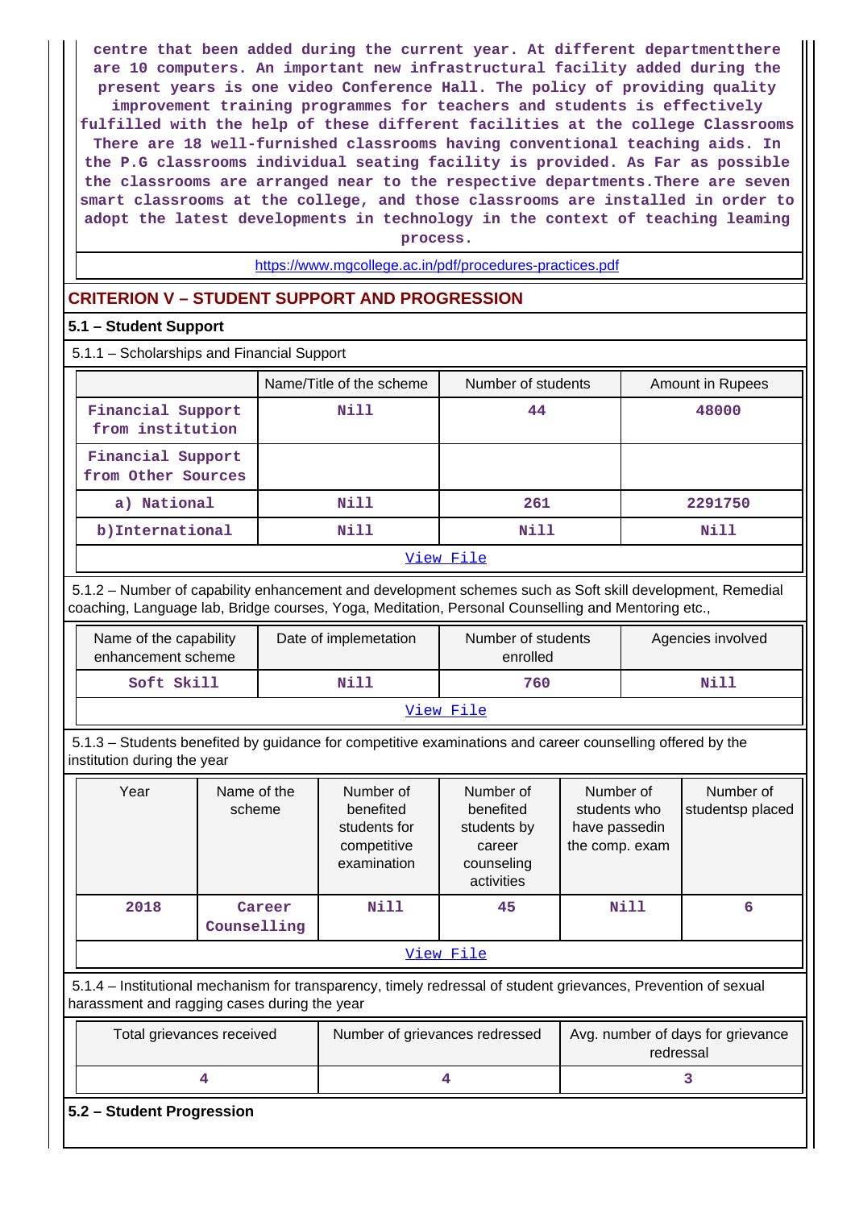centre that been added during the current year. At different departmentthere are 10 computers. An important new infrastructural facility added during the present years is one video Conference Hall. The policy of providing quality improvement training programmes for teachers and students is effectively fulfilled with the help of these different facilities at the college Classrooms There are 18 well-furnished classrooms having conventional teaching aids. In the P.G classrooms individual seating facility is provided. As Far as possible the classrooms are arranged near to the respective departments.There are seven smart classrooms at the college, and those classrooms are installed in order to adopt the latest developments in technology in the context of teaching leaming process.

https://www.mgcollege.ac.in/pdf/procedures-practices.pdf

## CRITERION V – STUDENT SUPPORT AND PROGRESSION

### 5.1 – Student Support

5.1.1 – Scholarships and Financial Support

| | Name/Title of the scheme | Number of students | Amount in Rupees |
|---|---|---|---|
| Financial Support from institution | Nill | 44 | 48000 |
| Financial Support from Other Sources | | | |
| a) National | Nill | 261 | 2291750 |
| b)International | Nill | Nill | Nill |
| View File | | | |

5.1.2 – Number of capability enhancement and development schemes such as Soft skill development, Remedial coaching, Language lab, Bridge courses, Yoga, Meditation, Personal Counselling and Mentoring etc.,

| Name of the capability enhancement scheme | Date of implemetation | Number of students enrolled | Agencies involved |
|---|---|---|---|
| Soft Skill | Nill | 760 | Nill |
| View File | | | |

5.1.3 – Students benefited by guidance for competitive examinations and career counselling offered by the institution during the year

| Year | Name of the scheme | Number of benefited students for competitive examination | Number of benefited students by career counseling activities | Number of students who have passedin the comp. exam | Number of studentsp placed |
|---|---|---|---|---|---|
| 2018 | Career Counselling | Nill | 45 | Nill | 6 |
| View File | | | | | |

5.1.4 – Institutional mechanism for transparency, timely redressal of student grievances, Prevention of sexual harassment and ragging cases during the year

| Total grievances received | Number of grievances redressed | Avg. number of days for grievance redressal |
|---|---|---|
| 4 | 4 | 3 |

### 5.2 – Student Progression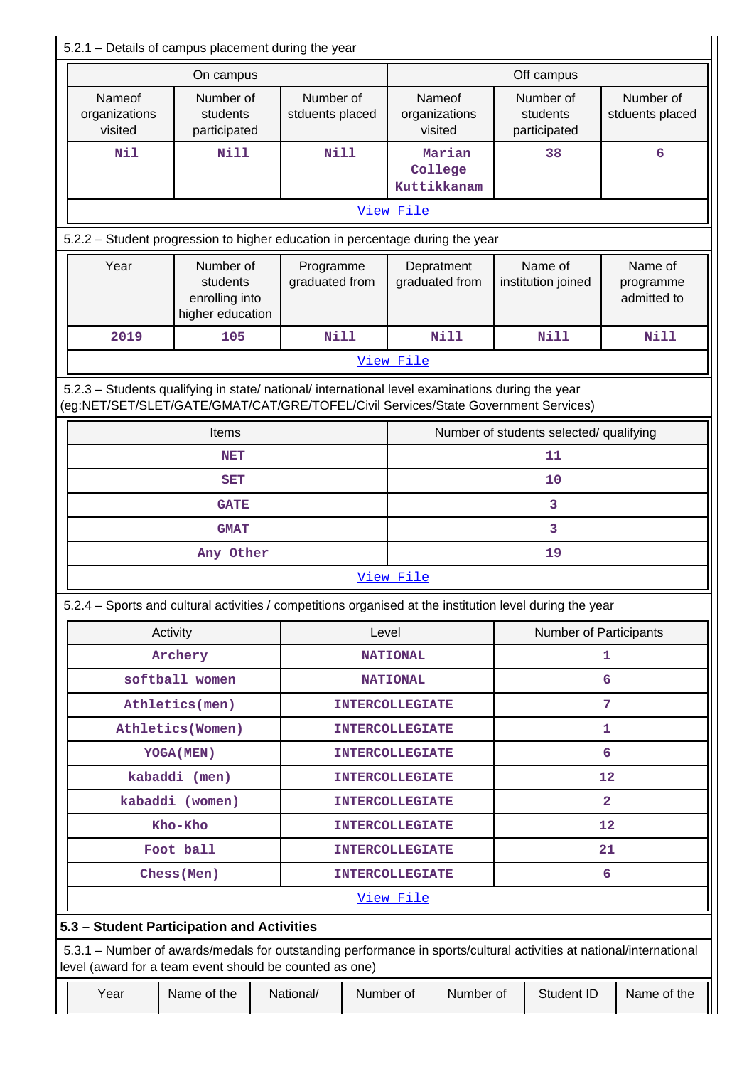5.2.1 – Details of campus placement during the year

| On campus | | | Off campus | | |
|---|---|---|---|---|---|
| Nameof organizations visited | Number of students participated | Number of stduents placed | Nameof organizations visited | Number of students participated | Number of stduents placed |
| Nil | Nill | Nill | Marian College Kuttikkanam | 38 | 6 |

View File

5.2.2 – Student progression to higher education in percentage during the year

| Year | Number of students enrolling into higher education | Programme graduated from | Depratment graduated from | Name of institution joined | Name of programme admitted to |
|---|---|---|---|---|---|
| 2019 | 105 | Nill | Nill | Nill | Nill |

View File

5.2.3 – Students qualifying in state/ national/ international level examinations during the year (eg:NET/SET/SLET/GATE/GMAT/CAT/GRE/TOFEL/Civil Services/State Government Services)

| Items | Number of students selected/ qualifying |
|---|---|
| NET | 11 |
| SET | 10 |
| GATE | 3 |
| GMAT | 3 |
| Any Other | 19 |

View File

5.2.4 – Sports and cultural activities / competitions organised at the institution level during the year

| Activity | Level | Number of Participants |
|---|---|---|
| Archery | NATIONAL | 1 |
| softball women | NATIONAL | 6 |
| Athletics(men) | INTERCOLLEGIATE | 7 |
| Athletics(Women) | INTERCOLLEGIATE | 1 |
| YOGA(MEN) | INTERCOLLEGIATE | 6 |
| kabaddi (men) | INTERCOLLEGIATE | 12 |
| kabaddi (women) | INTERCOLLEGIATE | 2 |
| Kho-Kho | INTERCOLLEGIATE | 12 |
| Foot ball | INTERCOLLEGIATE | 21 |
| Chess(Men) | INTERCOLLEGIATE | 6 |

View File

**5.3 – Student Participation and Activities**

5.3.1 – Number of awards/medals for outstanding performance in sports/cultural activities at national/international level (award for a team event should be counted as one)

| Year | Name of the | National/ | Number of | Number of | Student ID | Name of the |
|---|---|---|---|---|---|---|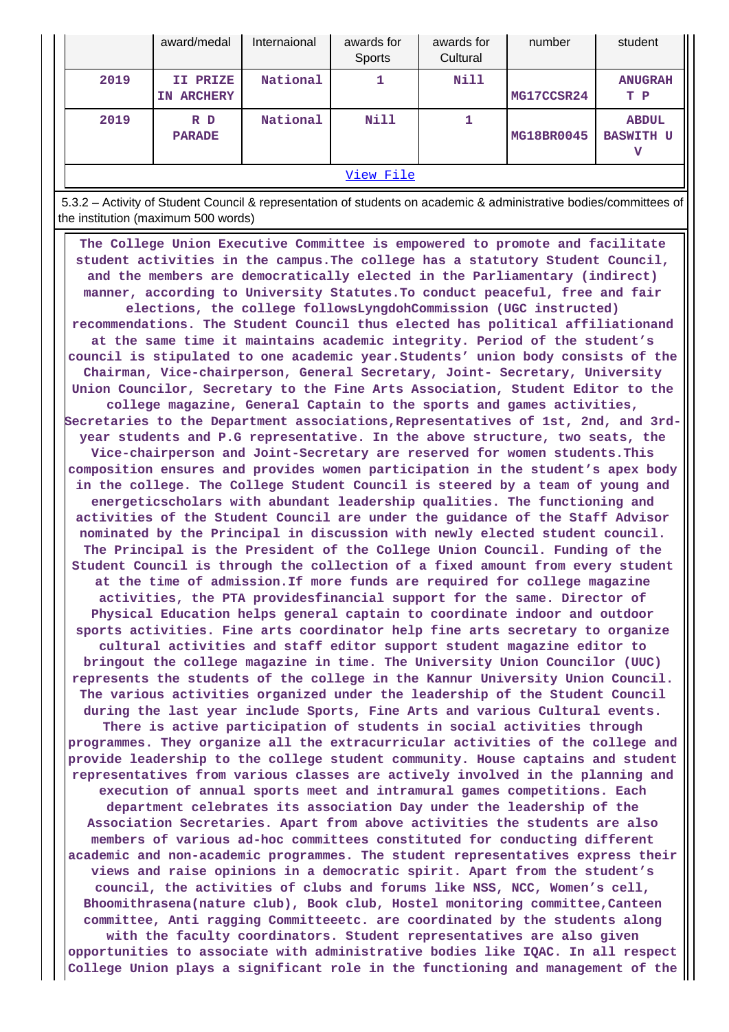| Year | award/medal | Internaional | awards for Sports | awards for Cultural | number | student |
|---|---|---|---|---|---|---|
| 2019 | II PRIZE IN ARCHERY | National | 1 | Nill | MG17CCSR24 | ANUGRAH T P |
| 2019 | R D PARADE | National | Nill | 1 | MG18BR0045 | ABDUL BASWITH U V |

[View File](#)

5.3.2 – Activity of Student Council & representation of students on academic & administrative bodies/committees of the institution (maximum 500 words)

**The College Union Executive Committee is empowered to promote and facilitate student activities in the campus.The college has a statutory Student Council, and the members are democratically elected in the Parliamentary (indirect) manner, according to University Statutes.To conduct peaceful, free and fair elections, the college followsLyngdohCommission (UGC instructed) recommendations. The Student Council thus elected has political affiliationand at the same time it maintains academic integrity. Period of the student's council is stipulated to one academic year.Students' union body consists of the Chairman, Vice-chairperson, General Secretary, Joint- Secretary, University Union Councilor, Secretary to the Fine Arts Association, Student Editor to the college magazine, General Captain to the sports and games activities, Secretaries to the Department associations,Representatives of 1st, 2nd, and 3rd-year students and P.G representative. In the above structure, two seats, the Vice-chairperson and Joint-Secretary are reserved for women students.This composition ensures and provides women participation in the student's apex body in the college. The College Student Council is steered by a team of young and energeticscholars with abundant leadership qualities. The functioning and activities of the Student Council are under the guidance of the Staff Advisor nominated by the Principal in discussion with newly elected student council. The Principal is the President of the College Union Council. Funding of the Student Council is through the collection of a fixed amount from every student at the time of admission.If more funds are required for college magazine activities, the PTA providesfinancial support for the same. Director of Physical Education helps general captain to coordinate indoor and outdoor sports activities. Fine arts coordinator help fine arts secretary to organize cultural activities and staff editor support student magazine editor to bringout the college magazine in time. The University Union Councilor (UUC) represents the students of the college in the Kannur University Union Council. The various activities organized under the leadership of the Student Council during the last year include Sports, Fine Arts and various Cultural events. There is active participation of students in social activities through programmes. They organize all the extracurricular activities of the college and provide leadership to the college student community. House captains and student representatives from various classes are actively involved in the planning and execution of annual sports meet and intramural games competitions. Each department celebrates its association Day under the leadership of the Association Secretaries. Apart from above activities the students are also members of various ad-hoc committees constituted for conducting different academic and non-academic programmes. The student representatives express their views and raise opinions in a democratic spirit. Apart from the student's council, the activities of clubs and forums like NSS, NCC, Women's cell, Bhoomithrasena(nature club), Book club, Hostel monitoring committee,Canteen committee, Anti ragging Committeeetc. are coordinated by the students along with the faculty coordinators. Student representatives are also given opportunities to associate with administrative bodies like IQAC. In all respect College Union plays a significant role in the functioning and management of the**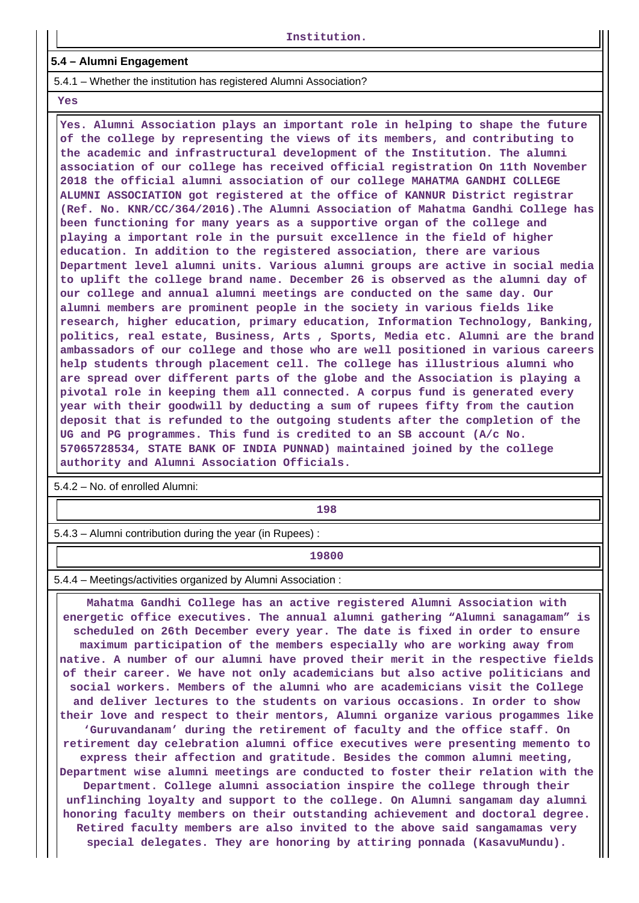Institution.

**5.4 – Alumni Engagement**

5.4.1 – Whether the institution has registered Alumni Association?

Yes

Yes. Alumni Association plays an important role in helping to shape the future of the college by representing the views of its members, and contributing to the academic and infrastructural development of the Institution. The alumni association of our college has received official registration On 11th November 2018 the official alumni association of our college MAHATMA GANDHI COLLEGE ALUMNI ASSOCIATION got registered at the office of KANNUR District registrar (Ref. No. KNR/CC/364/2016).The Alumni Association of Mahatma Gandhi College has been functioning for many years as a supportive organ of the college and playing a important role in the pursuit excellence in the field of higher education. In addition to the registered association, there are various Department level alumni units. Various alumni groups are active in social media to uplift the college brand name. December 26 is observed as the alumni day of our college and annual alumni meetings are conducted on the same day. Our alumni members are prominent people in the society in various fields like research, higher education, primary education, Information Technology, Banking, politics, real estate, Business, Arts , Sports, Media etc. Alumni are the brand ambassadors of our college and those who are well positioned in various careers help students through placement cell. The college has illustrious alumni who are spread over different parts of the globe and the Association is playing a pivotal role in keeping them all connected. A corpus fund is generated every year with their goodwill by deducting a sum of rupees fifty from the caution deposit that is refunded to the outgoing students after the completion of the UG and PG programmes. This fund is credited to an SB account (A/c No. 57065728534, STATE BANK OF INDIA PUNNAD) maintained joined by the college authority and Alumni Association Officials.

5.4.2 – No. of enrolled Alumni:

198

5.4.3 – Alumni contribution during the year (in Rupees) :

19800

5.4.4 – Meetings/activities organized by Alumni Association :

Mahatma Gandhi College has an active registered Alumni Association with energetic office executives. The annual alumni gathering “Alumni sanagamam” is scheduled on 26th December every year. The date is fixed in order to ensure maximum participation of the members especially who are working away from native. A number of our alumni have proved their merit in the respective fields of their career. We have not only academicians but also active politicians and social workers. Members of the alumni who are academicians visit the College and deliver lectures to the students on various occasions. In order to show their love and respect to their mentors, Alumni organize various progammes like ‘Guruvandanam’ during the retirement of faculty and the office staff. On retirement day celebration alumni office executives were presenting memento to express their affection and gratitude. Besides the common alumni meeting, Department wise alumni meetings are conducted to foster their relation with the Department. College alumni association inspire the college through their unflinching loyalty and support to the college. On Alumni sangamam day alumni honoring faculty members on their outstanding achievement and doctoral degree. Retired faculty members are also invited to the above said sangamamas very special delegates. They are honoring by attiring ponnada (KasavuMundu).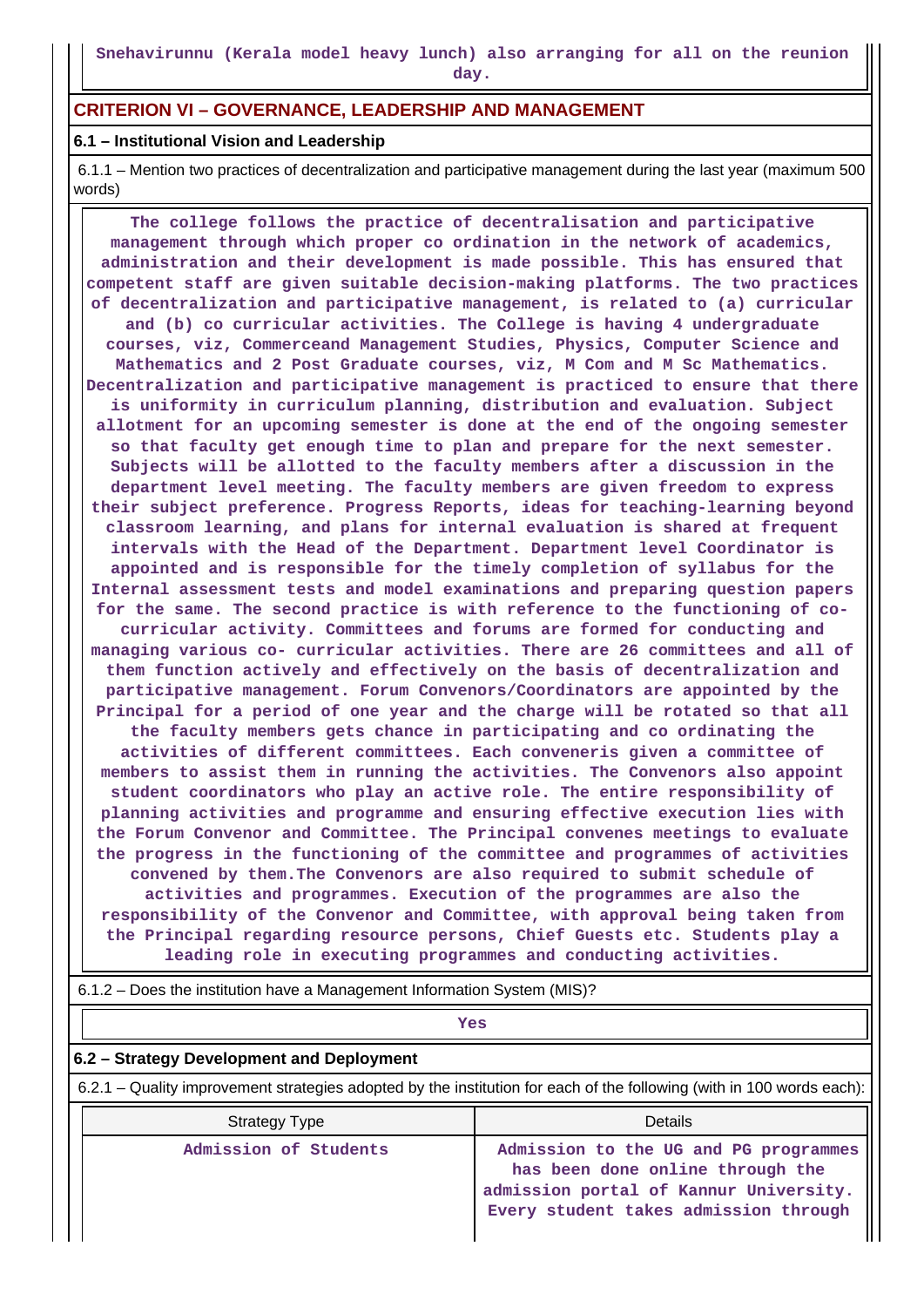Snehavirunnu (Kerala model heavy lunch) also arranging for all on the reunion day.

## CRITERION VI – GOVERNANCE, LEADERSHIP AND MANAGEMENT

### 6.1 – Institutional Vision and Leadership

6.1.1 – Mention two practices of decentralization and participative management during the last year (maximum 500 words)

The college follows the practice of decentralisation and participative management through which proper co ordination in the network of academics, administration and their development is made possible. This has ensured that competent staff are given suitable decision-making platforms. The two practices of decentralization and participative management, is related to (a) curricular and (b) co curricular activities. The College is having 4 undergraduate courses, viz, Commerceand Management Studies, Physics, Computer Science and Mathematics and 2 Post Graduate courses, viz, M Com and M Sc Mathematics. Decentralization and participative management is practiced to ensure that there is uniformity in curriculum planning, distribution and evaluation. Subject allotment for an upcoming semester is done at the end of the ongoing semester so that faculty get enough time to plan and prepare for the next semester. Subjects will be allotted to the faculty members after a discussion in the department level meeting. The faculty members are given freedom to express their subject preference. Progress Reports, ideas for teaching-learning beyond classroom learning, and plans for internal evaluation is shared at frequent intervals with the Head of the Department. Department level Coordinator is appointed and is responsible for the timely completion of syllabus for the Internal assessment tests and model examinations and preparing question papers for the same. The second practice is with reference to the functioning of co-curricular activity. Committees and forums are formed for conducting and managing various co- curricular activities. There are 26 committees and all of them function actively and effectively on the basis of decentralization and participative management. Forum Convenors/Coordinators are appointed by the Principal for a period of one year and the charge will be rotated so that all the faculty members gets chance in participating and co ordinating the activities of different committees. Each conveneris given a committee of members to assist them in running the activities. The Convenors also appoint student coordinators who play an active role. The entire responsibility of planning activities and programme and ensuring effective execution lies with the Forum Convenor and Committee. The Principal convenes meetings to evaluate the progress in the functioning of the committee and programmes of activities convened by them.The Convenors are also required to submit schedule of activities and programmes. Execution of the programmes are also the responsibility of the Convenor and Committee, with approval being taken from the Principal regarding resource persons, Chief Guests etc. Students play a leading role in executing programmes and conducting activities.

6.1.2 – Does the institution have a Management Information System (MIS)?

Yes

### 6.2 – Strategy Development and Deployment

6.2.1 – Quality improvement strategies adopted by the institution for each of the following (with in 100 words each):

| Strategy Type | Details |
|---|---|
| Admission of Students | Admission to the UG and PG programmes has been done online through the admission portal of Kannur University. Every student takes admission through |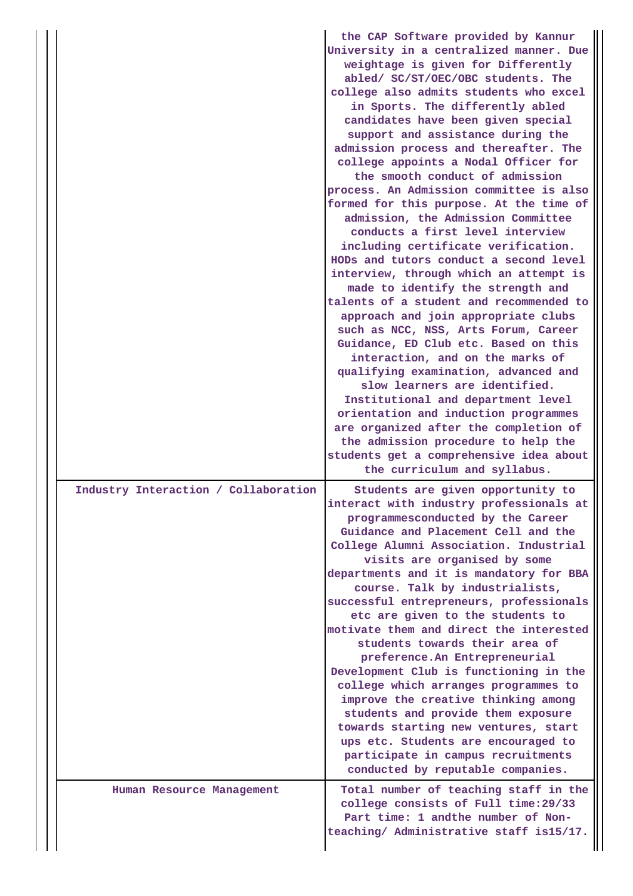| | |
|---|---|
| | the CAP Software provided by Kannur University in a centralized manner. Due weightage is given for Differently abled/ SC/ST/OEC/OBC students. The college also admits students who excel in Sports. The differently abled candidates have been given special support and assistance during the admission process and thereafter. The college appoints a Nodal Officer for the smooth conduct of admission process. An Admission committee is also formed for this purpose. At the time of admission, the Admission Committee conducts a first level interview including certificate verification. HODs and tutors conduct a second level interview, through which an attempt is made to identify the strength and talents of a student and recommended to approach and join appropriate clubs such as NCC, NSS, Arts Forum, Career Guidance, ED Club etc. Based on this interaction, and on the marks of qualifying examination, advanced and slow learners are identified. Institutional and department level orientation and induction programmes are organized after the completion of the admission procedure to help the students get a comprehensive idea about the curriculum and syllabus. |
| Industry Interaction / Collaboration | Students are given opportunity to interact with industry professionals at programmesconducted by the Career Guidance and Placement Cell and the College Alumni Association. Industrial visits are organised by some departments and it is mandatory for BBA course. Talk by industrialists, successful entrepreneurs, professionals etc are given to the students to motivate them and direct the interested students towards their area of preference.An Entrepreneurial Development Club is functioning in the college which arranges programmes to improve the creative thinking among students and provide them exposure towards starting new ventures, start ups etc. Students are encouraged to participate in campus recruitments conducted by reputable companies. |
| Human Resource Management | Total number of teaching staff in the college consists of Full time:29/33 Part time: 1 andthe number of Non-teaching/ Administrative staff is15/17. |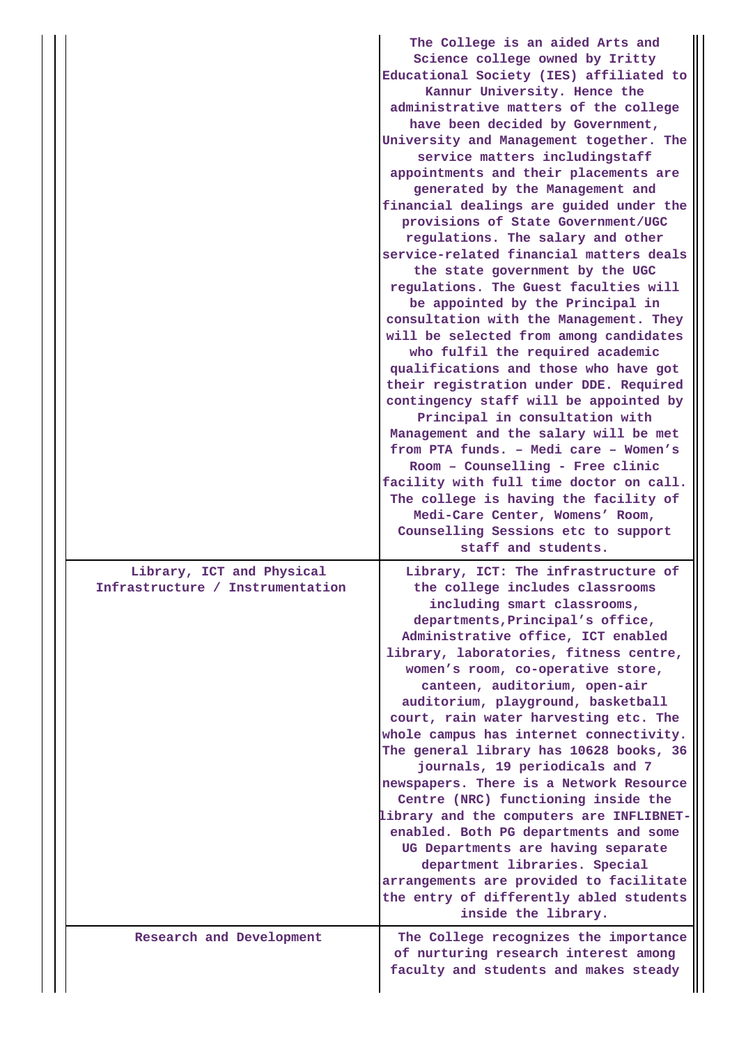| | |
|---|---|
| | The College is an aided Arts and Science college owned by Iritty Educational Society (IES) affiliated to Kannur University. Hence the administrative matters of the college have been decided by Government, University and Management together. The service matters includingstaff appointments and their placements are generated by the Management and financial dealings are guided under the provisions of State Government/UGC regulations. The salary and other service-related financial matters deals the state government by the UGC regulations. The Guest faculties will be appointed by the Principal in consultation with the Management. They will be selected from among candidates who fulfil the required academic qualifications and those who have got their registration under DDE. Required contingency staff will be appointed by Principal in consultation with Management and the salary will be met from PTA funds. – Medi care – Women's Room – Counselling - Free clinic facility with full time doctor on call. The college is having the facility of Medi-Care Center, Womens' Room, Counselling Sessions etc to support staff and students. |
| Library, ICT and Physical Infrastructure / Instrumentation | Library, ICT: The infrastructure of the college includes classrooms including smart classrooms, departments,Principal's office, Administrative office, ICT enabled library, laboratories, fitness centre, women's room, co-operative store, canteen, auditorium, open-air auditorium, playground, basketball court, rain water harvesting etc. The whole campus has internet connectivity. The general library has 10628 books, 36 journals, 19 periodicals and 7 newspapers. There is a Network Resource Centre (NRC) functioning inside the library and the computers are INFLIBNET-enabled. Both PG departments and some UG Departments are having separate department libraries. Special arrangements are provided to facilitate the entry of differently abled students inside the library. |
| Research and Development | The College recognizes the importance of nurturing research interest among faculty and students and makes steady |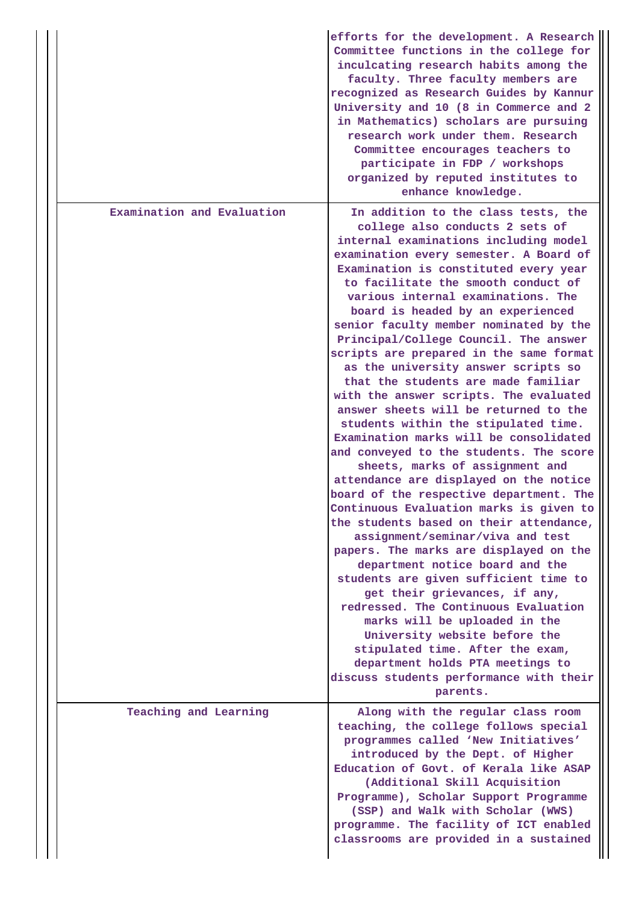| | |
|---|---|
| | efforts for the development. A Research Committee functions in the college for inculcating research habits among the faculty. Three faculty members are recognized as Research Guides by Kannur University and 10 (8 in Commerce and 2 in Mathematics) scholars are pursuing research work under them. Research Committee encourages teachers to participate in FDP / workshops organized by reputed institutes to enhance knowledge. |
| Examination and Evaluation | In addition to the class tests, the college also conducts 2 sets of internal examinations including model examination every semester. A Board of Examination is constituted every year to facilitate the smooth conduct of various internal examinations. The board is headed by an experienced senior faculty member nominated by the Principal/College Council. The answer scripts are prepared in the same format as the university answer scripts so that the students are made familiar with the answer scripts. The evaluated answer sheets will be returned to the students within the stipulated time. Examination marks will be consolidated and conveyed to the students. The score sheets, marks of assignment and attendance are displayed on the notice board of the respective department. The Continuous Evaluation marks is given to the students based on their attendance, assignment/seminar/viva and test papers. The marks are displayed on the department notice board and the students are given sufficient time to get their grievances, if any, redressed. The Continuous Evaluation marks will be uploaded in the University website before the stipulated time. After the exam, department holds PTA meetings to discuss students performance with their parents. |
| Teaching and Learning | Along with the regular class room teaching, the college follows special programmes called 'New Initiatives' introduced by the Dept. of Higher Education of Govt. of Kerala like ASAP (Additional Skill Acquisition Programme), Scholar Support Programme (SSP) and Walk with Scholar (WWS) programme. The facility of ICT enabled classrooms are provided in a sustained |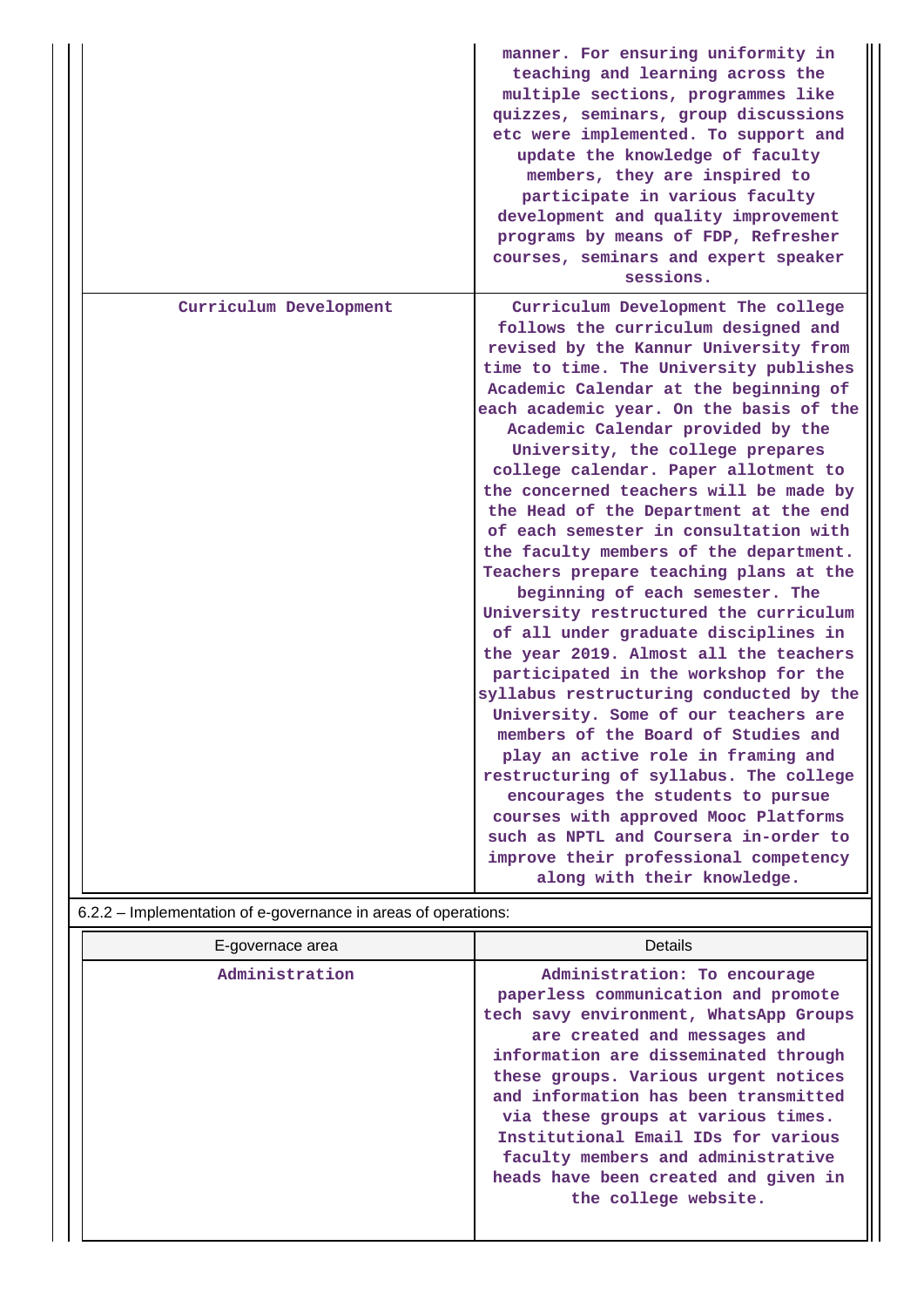| | |
|---|---|
| | manner. For ensuring uniformity in teaching and learning across the multiple sections, programmes like quizzes, seminars, group discussions etc were implemented. To support and update the knowledge of faculty members, they are inspired to participate in various faculty development and quality improvement programs by means of FDP, Refresher courses, seminars and expert speaker sessions. |
| Curriculum Development | Curriculum Development The college follows the curriculum designed and revised by the Kannur University from time to time. The University publishes Academic Calendar at the beginning of each academic year. On the basis of the Academic Calendar provided by the University, the college prepares college calendar. Paper allotment to the concerned teachers will be made by the Head of the Department at the end of each semester in consultation with the faculty members of the department. Teachers prepare teaching plans at the beginning of each semester. The University restructured the curriculum of all under graduate disciplines in the year 2019. Almost all the teachers participated in the workshop for the syllabus restructuring conducted by the University. Some of our teachers are members of the Board of Studies and play an active role in framing and restructuring of syllabus. The college encourages the students to pursue courses with approved Mooc Platforms such as NPTL and Coursera in-order to improve their professional competency along with their knowledge. |

6.2.2 – Implementation of e-governance in areas of operations:

| E-governace area | Details |
|---|---|
| Administration | Administration: To encourage paperless communication and promote tech savy environment, WhatsApp Groups are created and messages and information are disseminated through these groups. Various urgent notices and information has been transmitted via these groups at various times. Institutional Email IDs for various faculty members and administrative heads have been created and given in the college website. |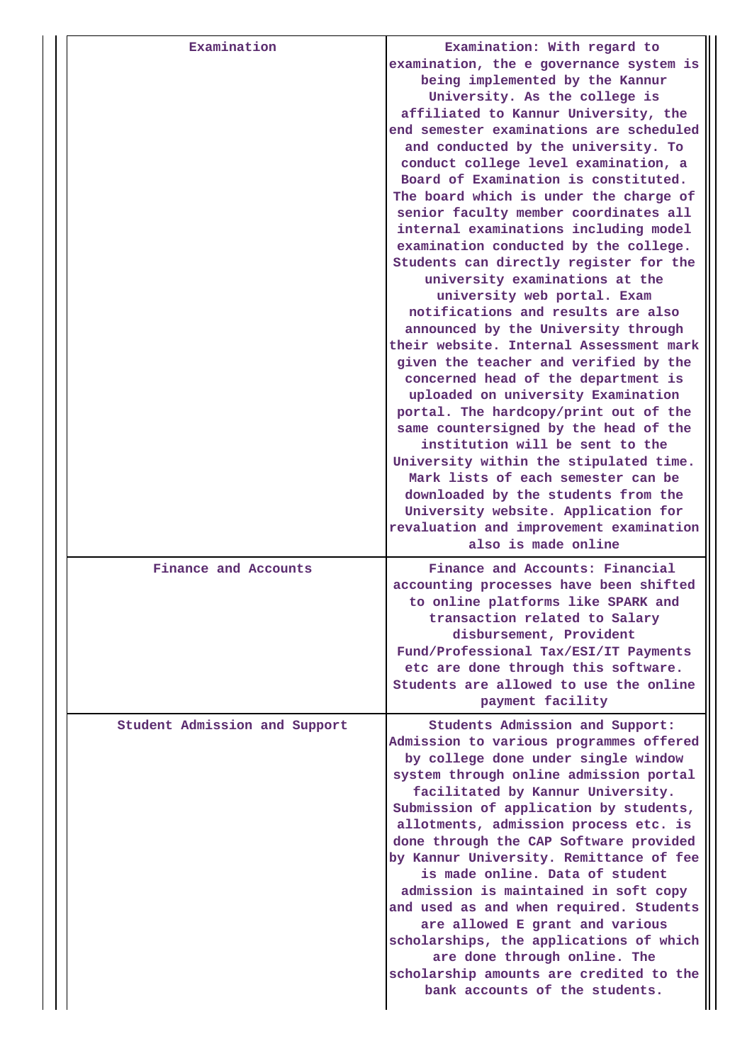| | |
|---|---|
| Examination | Examination: With regard to examination, the e governance system is being implemented by the Kannur University. As the college is affiliated to Kannur University, the end semester examinations are scheduled and conducted by the university. To conduct college level examination, a Board of Examination is constituted. The board which is under the charge of senior faculty member coordinates all internal examinations including model examination conducted by the college. Students can directly register for the university examinations at the university web portal. Exam notifications and results are also announced by the University through their website. Internal Assessment mark given the teacher and verified by the concerned head of the department is uploaded on university Examination portal. The hardcopy/print out of the same countersigned by the head of the institution will be sent to the University within the stipulated time. Mark lists of each semester can be downloaded by the students from the University website. Application for revaluation and improvement examination also is made online |
| Finance and Accounts | Finance and Accounts: Financial accounting processes have been shifted to online platforms like SPARK and transaction related to Salary disbursement, Provident Fund/Professional Tax/ESI/IT Payments etc are done through this software. Students are allowed to use the online payment facility |
| Student Admission and Support | Students Admission and Support: Admission to various programmes offered by college done under single window system through online admission portal facilitated by Kannur University. Submission of application by students, allotments, admission process etc. is done through the CAP Software provided by Kannur University. Remittance of fee is made online. Data of student admission is maintained in soft copy and used as and when required. Students are allowed E grant and various scholarships, the applications of which are done through online. The scholarship amounts are credited to the bank accounts of the students. |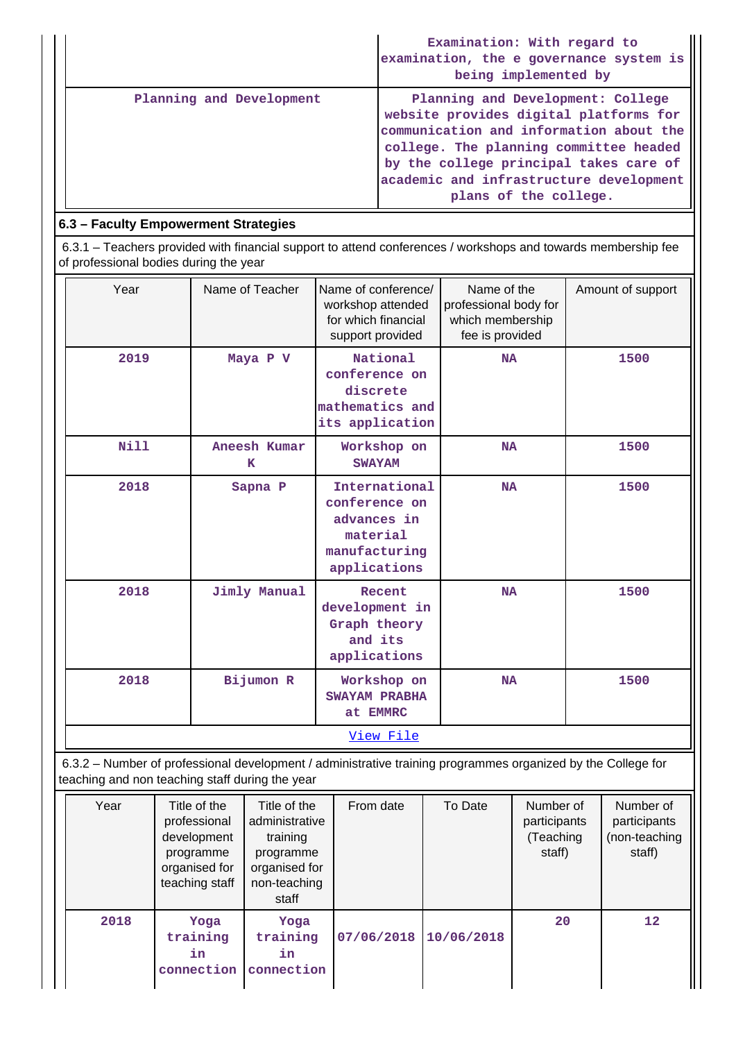| | |
|---|---|
| | Examination: With regard to examination, the e governance system is being implemented by |
| Planning and Development | Planning and Development: College website provides digital platforms for communication and information about the college. The planning committee headed by the college principal takes care of academic and infrastructure development plans of the college. |

## 6.3 – Faculty Empowerment Strategies

6.3.1 – Teachers provided with financial support to attend conferences / workshops and towards membership fee of professional bodies during the year

| Year | Name of Teacher | Name of conference/ workshop attended for which financial support provided | Name of the professional body for which membership fee is provided | Amount of support |
|---|---|---|---|---|
| 2019 | Maya P V | National conference on discrete mathematics and its application | NA | 1500 |
| Nill | Aneesh Kumar K | Workshop on SWAYAM | NA | 1500 |
| 2018 | Sapna P | International conference on advances in material manufacturing applications | NA | 1500 |
| 2018 | Jimly Manual | Recent development in Graph theory and its applications | NA | 1500 |
| 2018 | Bijumon R | Workshop on SWAYAM PRABHA at EMMRC | NA | 1500 |

View File

6.3.2 – Number of professional development / administrative training programmes organized by the College for teaching and non teaching staff during the year

| Year | Title of the professional development programme organised for teaching staff | Title of the administrative training programme organised for non-teaching staff | From date | To Date | Number of participants (Teaching staff) | Number of participants (non-teaching staff) |
|---|---|---|---|---|---|---|
| 2018 | Yoga training in connection | Yoga training in connection | 07/06/2018 | 10/06/2018 | 20 | 12 |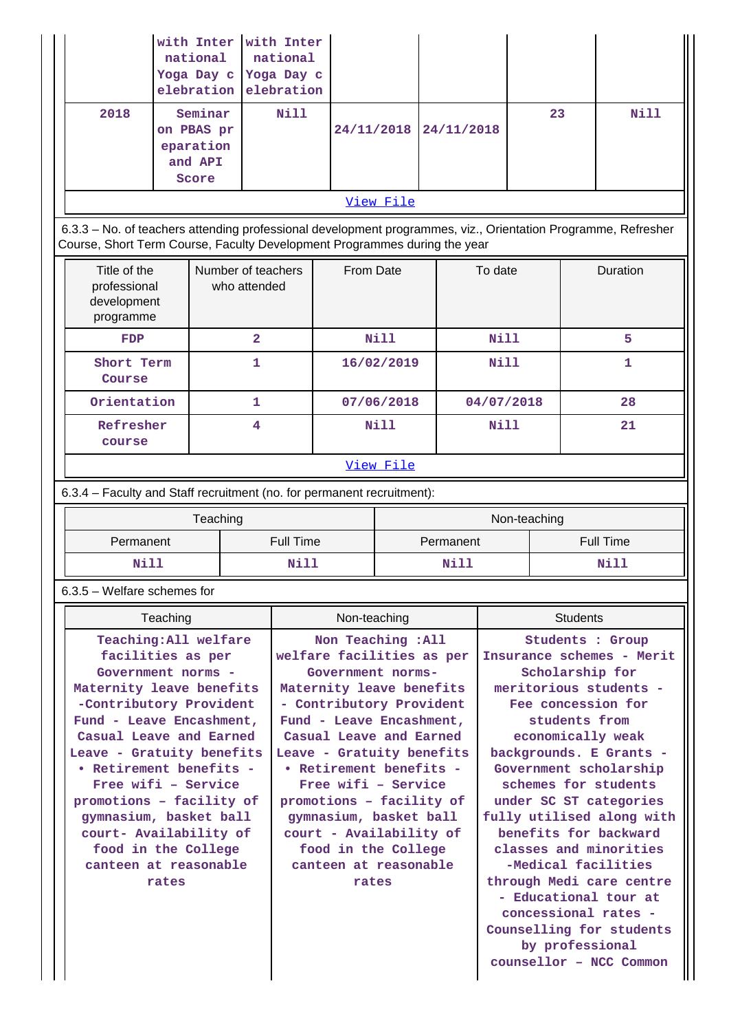| | with International Yoga Day celebration | with International Yoga Day celebration | | | | |
|---|---|---|---|---|---|---|
| 2018 | Seminar on PBAS preparation and API Score | Nill | 24/11/2018 | 24/11/2018 | 23 | Nill |

View File

6.3.3 – No. of teachers attending professional development programmes, viz., Orientation Programme, Refresher Course, Short Term Course, Faculty Development Programmes during the year

| Title of the professional development programme | Number of teachers who attended | From Date | To date | Duration |
|---|---|---|---|---|
| FDP | 2 | Nill | Nill | 5 |
| Short Term Course | 1 | 16/02/2019 | Nill | 1 |
| Orientation | 1 | 07/06/2018 | 04/07/2018 | 28 |
| Refresher course | 4 | Nill | Nill | 21 |

View File

6.3.4 – Faculty and Staff recruitment (no. for permanent recruitment):

| Teaching | | Non-teaching | |
|---|---|---|---|
| Permanent | Full Time | Permanent | Full Time |
| Nill | Nill | Nill | Nill |

6.3.5 – Welfare schemes for

| Teaching | Non-teaching | Students |
|---|---|---|
| Teaching:All welfare facilities as per Government norms - Maternity leave benefits -Contributory Provident Fund - Leave Encashment, Casual Leave and Earned Leave - Gratuity benefits • Retirement benefits - Free wifi – Service promotions – facility of gymnasium, basket ball court- Availability of food in the College canteen at reasonable rates | Non Teaching :All welfare facilities as per Government norms- Maternity leave benefits - Contributory Provident Fund - Leave Encashment, Casual Leave and Earned Leave - Gratuity benefits • Retirement benefits - Free wifi – Service promotions – facility of gymnasium, basket ball court - Availability of food in the College canteen at reasonable rates | Students : Group Insurance schemes - Merit Scholarship for meritorious students - Fee concession for students from economically weak backgrounds. E Grants - Government scholarship schemes for students under SC ST categories fully utilised along with benefits for backward classes and minorities -Medical facilities through Medi care centre - Educational tour at concessional rates - Counselling for students by professional counsellor – NCC Common |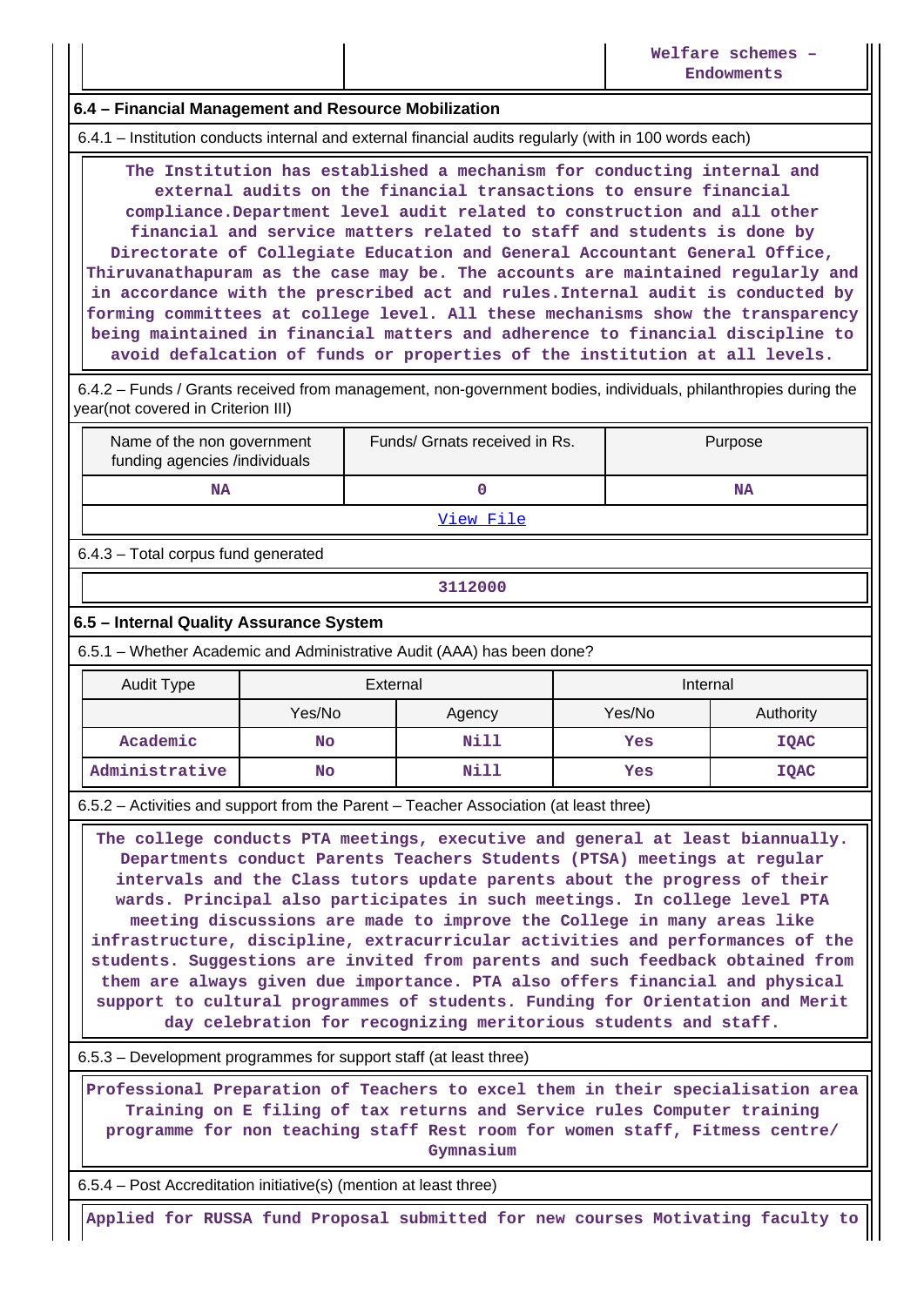| | | Welfare schemes – Endowments |
|---|---|---|

### 6.4 – Financial Management and Resource Mobilization

6.4.1 – Institution conducts internal and external financial audits regularly (with in 100 words each)

The Institution has established a mechanism for conducting internal and external audits on the financial transactions to ensure financial compliance.Department level audit related to construction and all other financial and service matters related to staff and students is done by Directorate of Collegiate Education and General Accountant General Office, Thiruvanathapuram as the case may be. The accounts are maintained regularly and in accordance with the prescribed act and rules.Internal audit is conducted by forming committees at college level. All these mechanisms show the transparency being maintained in financial matters and adherence to financial discipline to avoid defalcation of funds or properties of the institution at all levels.

6.4.2 – Funds / Grants received from management, non-government bodies, individuals, philanthropies during the year(not covered in Criterion III)

| Name of the non government funding agencies /individuals | Funds/ Grnats received in Rs. | Purpose |
|---|---|---|
| NA | 0 | NA |
| View File | | |

6.4.3 – Total corpus fund generated

3112000

### 6.5 – Internal Quality Assurance System

6.5.1 – Whether Academic and Administrative Audit (AAA) has been done?

| Audit Type | External | | Internal | |
|---|---|---|---|---|
| | Yes/No | Agency | Yes/No | Authority |
| Academic | No | Nill | Yes | IQAC |
| Administrative | No | Nill | Yes | IQAC |

6.5.2 – Activities and support from the Parent – Teacher Association (at least three)

The college conducts PTA meetings, executive and general at least biannually. Departments conduct Parents Teachers Students (PTSA) meetings at regular intervals and the Class tutors update parents about the progress of their wards. Principal also participates in such meetings. In college level PTA meeting discussions are made to improve the College in many areas like infrastructure, discipline, extracurricular activities and performances of the students. Suggestions are invited from parents and such feedback obtained from them are always given due importance. PTA also offers financial and physical support to cultural programmes of students. Funding for Orientation and Merit day celebration for recognizing meritorious students and staff.

6.5.3 – Development programmes for support staff (at least three)

Professional Preparation of Teachers to excel them in their specialisation area Training on E filing of tax returns and Service rules Computer training programme for non teaching staff Rest room for women staff, Fitness centre/ Gymnasium

6.5.4 – Post Accreditation initiative(s) (mention at least three)

Applied for RUSSA fund Proposal submitted for new courses Motivating faculty to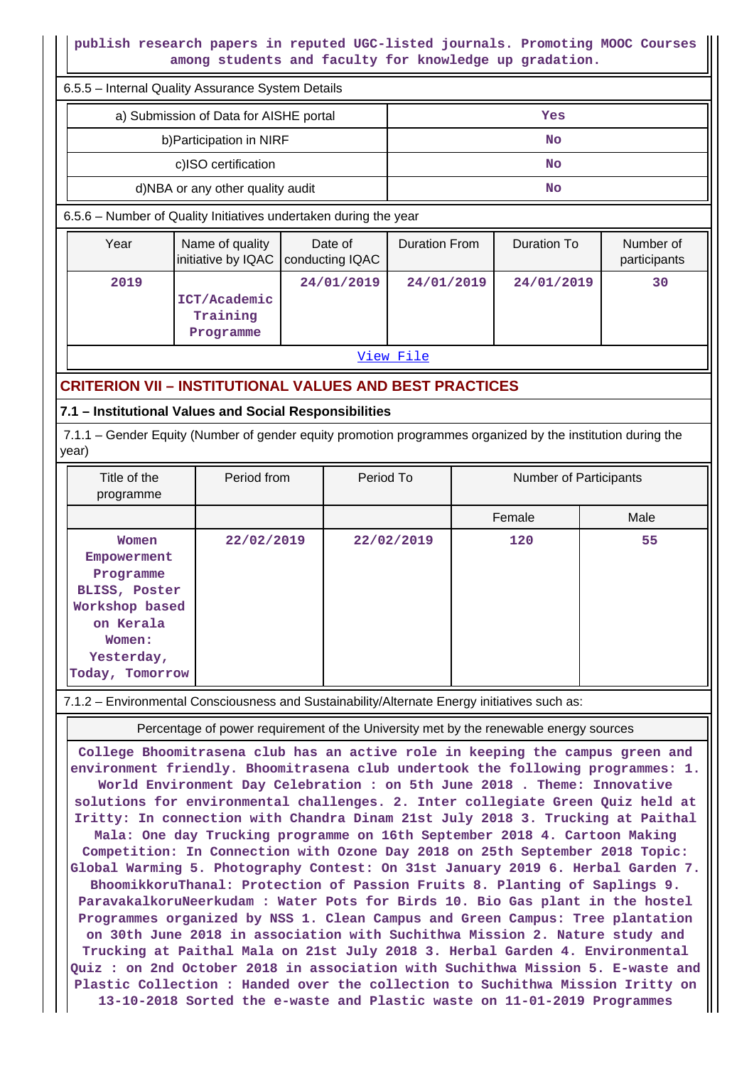publish research papers in reputed UGC-listed journals. Promoting MOOC Courses among students and faculty for knowledge up gradation.

6.5.5 – Internal Quality Assurance System Details

| | |
|---|---|
| a) Submission of Data for AISHE portal | Yes |
| b)Participation in NIRF | No |
| c)ISO certification | No |
| d)NBA or any other quality audit | No |

6.5.6 – Number of Quality Initiatives undertaken during the year

| Year | Name of quality initiative by IQAC | Date of conducting IQAC | Duration From | Duration To | Number of participants |
|---|---|---|---|---|---|
| 2019 | ICT/Academic Training Programme | 24/01/2019 | 24/01/2019 | 24/01/2019 | 30 |

View File

## CRITERION VII – INSTITUTIONAL VALUES AND BEST PRACTICES

### 7.1 – Institutional Values and Social Responsibilities

7.1.1 – Gender Equity (Number of gender equity promotion programmes organized by the institution during the year)

| Title of the programme | Period from | Period To | Number of Participants | |
|---|---|---|---|---|
| | | | Female | Male |
| Women Empowerment Programme BLISS, Poster Workshop based on Kerala Women: Yesterday, Today, Tomorrow | 22/02/2019 | 22/02/2019 | 120 | 55 |

7.1.2 – Environmental Consciousness and Sustainability/Alternate Energy initiatives such as:

Percentage of power requirement of the University met by the renewable energy sources

College Bhoomitrasena club has an active role in keeping the campus green and environment friendly. Bhoomitrasena club undertook the following programmes: 1. World Environment Day Celebration : on 5th June 2018 . Theme: Innovative solutions for environmental challenges. 2. Inter collegiate Green Quiz held at Iritty: In connection with Chandra Dinam 21st July 2018 3. Trucking at Paithal Mala: One day Trucking programme on 16th September 2018 4. Cartoon Making Competition: In Connection with Ozone Day 2018 on 25th September 2018 Topic: Global Warming 5. Photography Contest: On 31st January 2019 6. Herbal Garden 7. BhoomikkoruThanal: Protection of Passion Fruits 8. Planting of Saplings 9. ParavakalkoruNeerkudam : Water Pots for Birds 10. Bio Gas plant in the hostel Programmes organized by NSS 1. Clean Campus and Green Campus: Tree plantation on 30th June 2018 in association with Suchithwa Mission 2. Nature study and Trucking at Paithal Mala on 21st July 2018 3. Herbal Garden 4. Environmental Quiz : on 2nd October 2018 in association with Suchithwa Mission 5. E-waste and Plastic Collection : Handed over the collection to Suchithwa Mission Iritty on 13-10-2018 Sorted the e-waste and Plastic waste on 11-01-2019 Programmes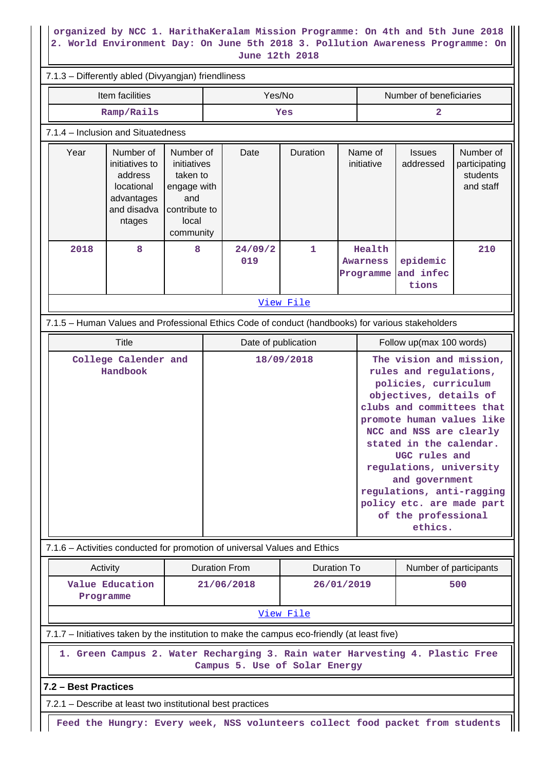organized by NCC 1. HarithaKeralam Mission Programme: On 4th and 5th June 2018 2. World Environment Day: On June 5th 2018 3. Pollution Awareness Programme: On June 12th 2018

7.1.3 – Differently abled (Divyangjan) friendliness

| Item facilities | Yes/No | Number of beneficiaries |
|---|---|---|
| Ramp/Rails | Yes | 2 |

7.1.4 – Inclusion and Situatedness

| Year | Number of initiatives to address locational advantages and disadvantages | Number of initiatives taken to engage with and contribute to local community | Date | Duration | Name of initiative | Issues addressed | Number of participating students and staff |
|---|---|---|---|---|---|---|---|
| 2018 | 8 | 8 | 24/09/2019 | 1 | Health Awarness Programme | epidemic and infections | 210 |

[View File]

7.1.5 – Human Values and Professional Ethics Code of conduct (handbooks) for various stakeholders

| Title | Date of publication | Follow up(max 100 words) |
|---|---|---|
| College Calender and Handbook | 18/09/2018 | The vision and mission, rules and regulations, policies, curriculum objectives, details of clubs and committees that promote human values like NCC and NSS are clearly stated in the calendar. UGC rules and regulations, university and government regulations, anti-ragging policy etc. are made part of the professional ethics. |

7.1.6 – Activities conducted for promotion of universal Values and Ethics

| Activity | Duration From | Duration To | Number of participants |
|---|---|---|---|
| Value Education Programme | 21/06/2018 | 26/01/2019 | 500 |

[View File]

7.1.7 – Initiatives taken by the institution to make the campus eco-friendly (at least five)

1. Green Campus 2. Water Recharging 3. Rain water Harvesting 4. Plastic Free Campus 5. Use of Solar Energy

**7.2 – Best Practices**

7.2.1 – Describe at least two institutional best practices

Feed the Hungry: Every week, NSS volunteers collect food packet from students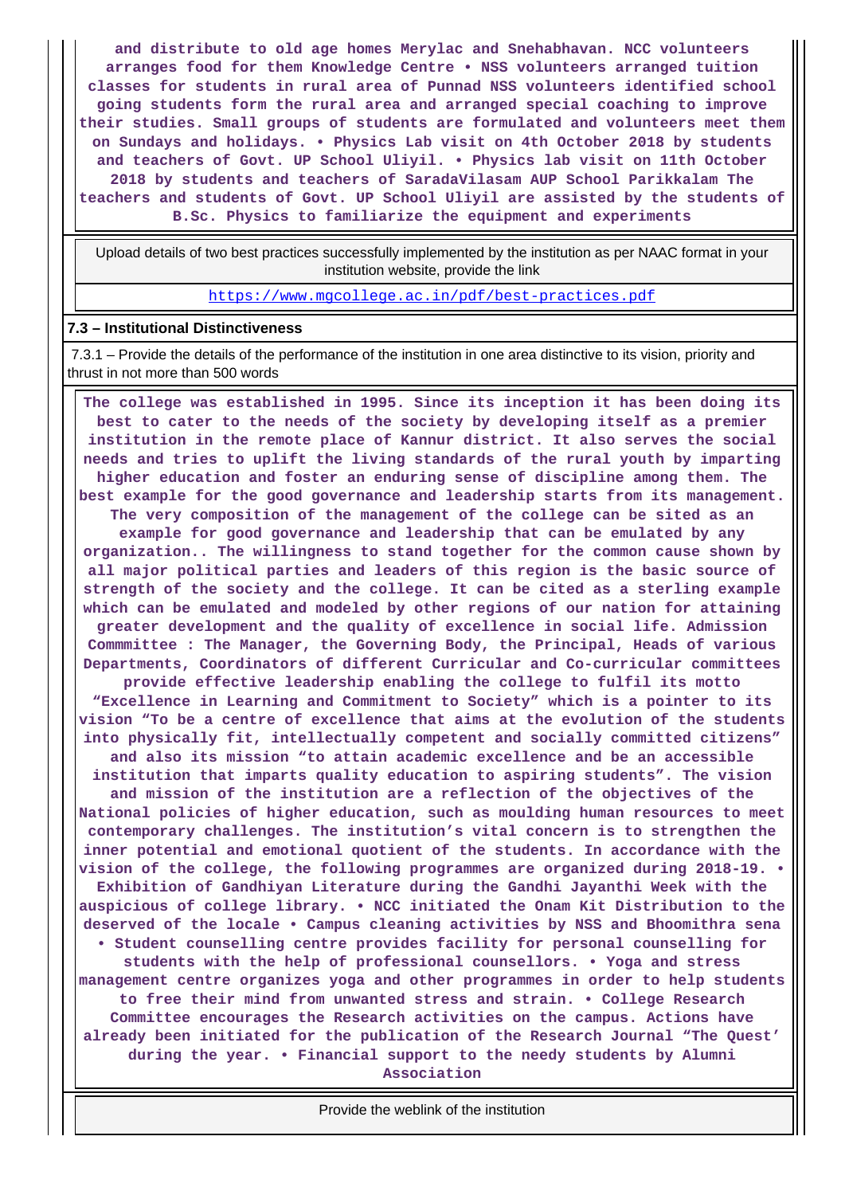and distribute to old age homes Merylac and Snehabhavan. NCC volunteers arranges food for them Knowledge Centre • NSS volunteers arranged tuition classes for students in rural area of Punnad NSS volunteers identified school going students form the rural area and arranged special coaching to improve their studies. Small groups of students are formulated and volunteers meet them on Sundays and holidays. • Physics Lab visit on 4th October 2018 by students and teachers of Govt. UP School Uliyil. • Physics lab visit on 11th October 2018 by students and teachers of SaradaVilasam AUP School Parikkalam The teachers and students of Govt. UP School Uliyil are assisted by the students of B.Sc. Physics to familiarize the equipment and experiments

| Upload details of two best practices successfully implemented by the institution as per NAAC format in your institution website, provide the link |
|---|
| https://www.mgcollege.ac.in/pdf/best-practices.pdf |

**7.3 – Institutional Distinctiveness**

7.3.1 – Provide the details of the performance of the institution in one area distinctive to its vision, priority and thrust in not more than 500 words

The college was established in 1995. Since its inception it has been doing its best to cater to the needs of the society by developing itself as a premier institution in the remote place of Kannur district. It also serves the social needs and tries to uplift the living standards of the rural youth by imparting higher education and foster an enduring sense of discipline among them. The best example for the good governance and leadership starts from its management. The very composition of the management of the college can be sited as an example for good governance and leadership that can be emulated by any organization.. The willingness to stand together for the common cause shown by all major political parties and leaders of this region is the basic source of strength of the society and the college. It can be cited as a sterling example which can be emulated and modeled by other regions of our nation for attaining greater development and the quality of excellence in social life. Admission Commmittee : The Manager, the Governing Body, the Principal, Heads of various Departments, Coordinators of different Curricular and Co-curricular committees provide effective leadership enabling the college to fulfil its motto “Excellence in Learning and Commitment to Society” which is a pointer to its vision “To be a centre of excellence that aims at the evolution of the students into physically fit, intellectually competent and socially committed citizens” and also its mission “to attain academic excellence and be an accessible institution that imparts quality education to aspiring students”. The vision and mission of the institution are a reflection of the objectives of the National policies of higher education, such as moulding human resources to meet contemporary challenges. The institution’s vital concern is to strengthen the inner potential and emotional quotient of the students. In accordance with the vision of the college, the following programmes are organized during 2018-19. • Exhibition of Gandhiyan Literature during the Gandhi Jayanthi Week with the auspicious of college library. • NCC initiated the Onam Kit Distribution to the deserved of the locale • Campus cleaning activities by NSS and Bhoomithra sena • Student counselling centre provides facility for personal counselling for students with the help of professional counsellors. • Yoga and stress management centre organizes yoga and other programmes in order to help students to free their mind from unwanted stress and strain. • College Research Committee encourages the Research activities on the campus. Actions have already been initiated for the publication of the Research Journal “The Quest’ during the year. • Financial support to the needy students by Alumni Association

Provide the weblink of the institution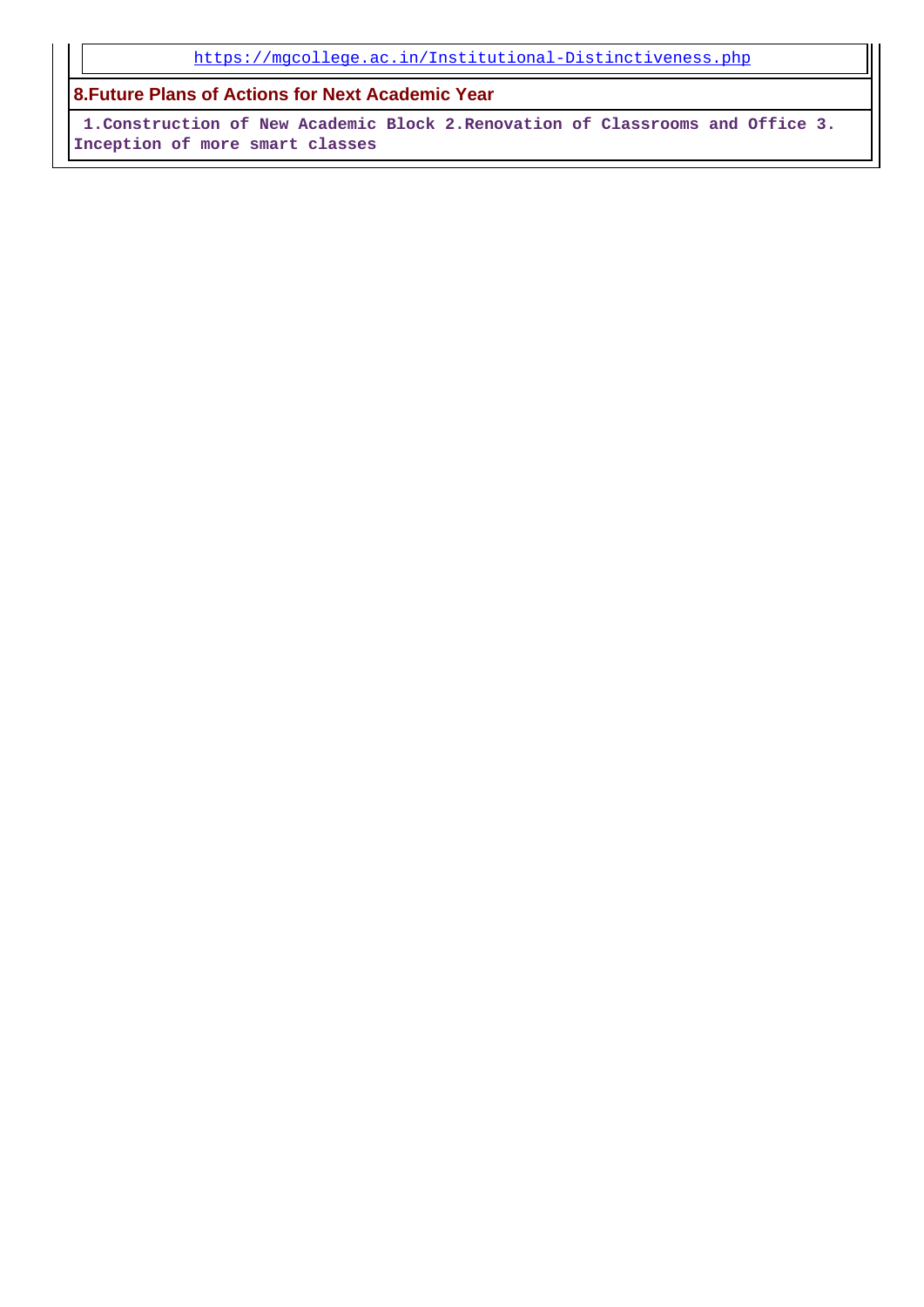https://mgcollege.ac.in/Institutional-Distinctiveness.php

## 8.Future Plans of Actions for Next Academic Year

1.Construction of New Academic Block 2.Renovation of Classrooms and Office 3. Inception of more smart classes